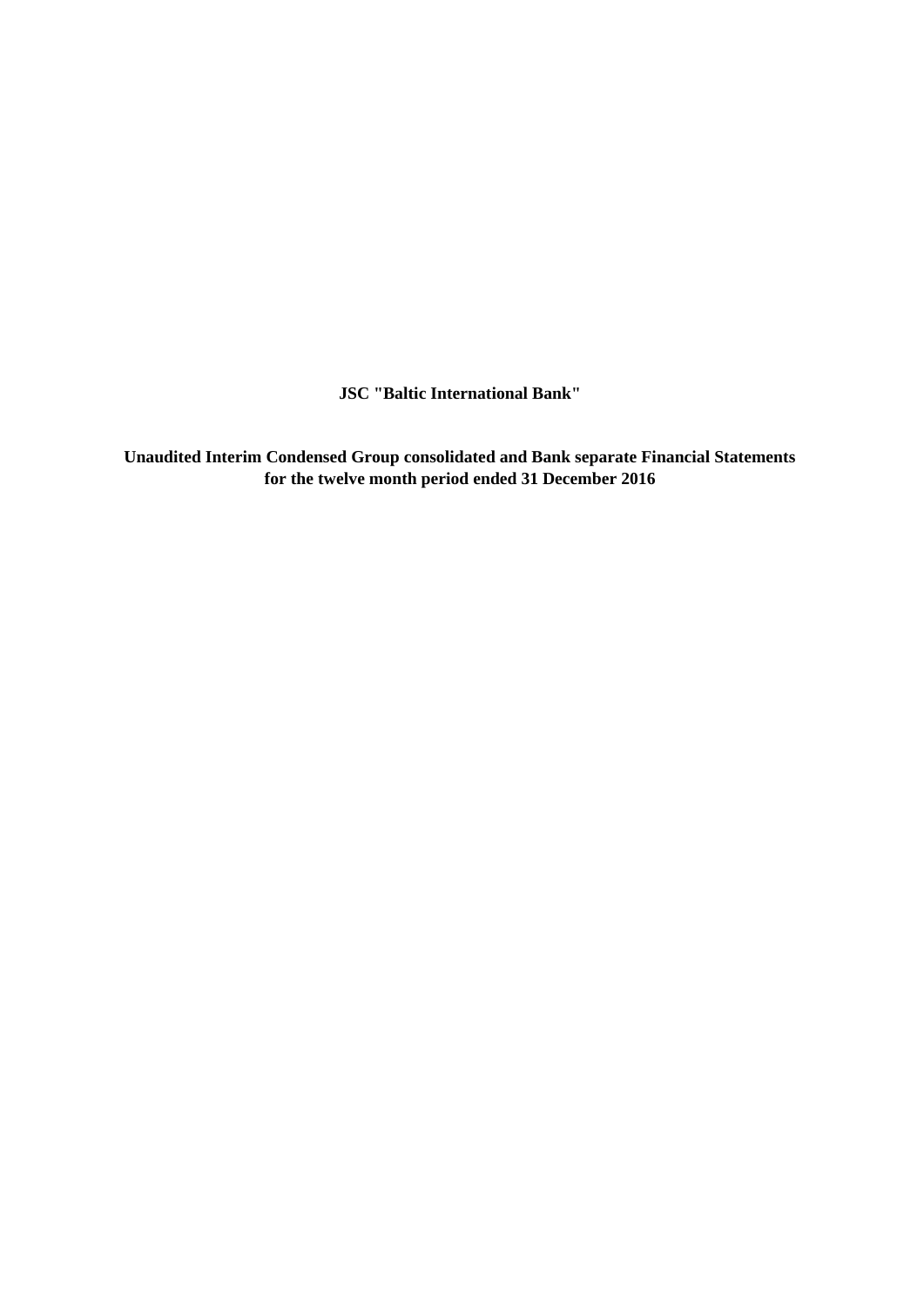**JSC "Baltic International Bank"**

**Unaudited Interim Condensed Group consolidated and Bank separate Financial Statements for the twelve month period ended 31 December 2016**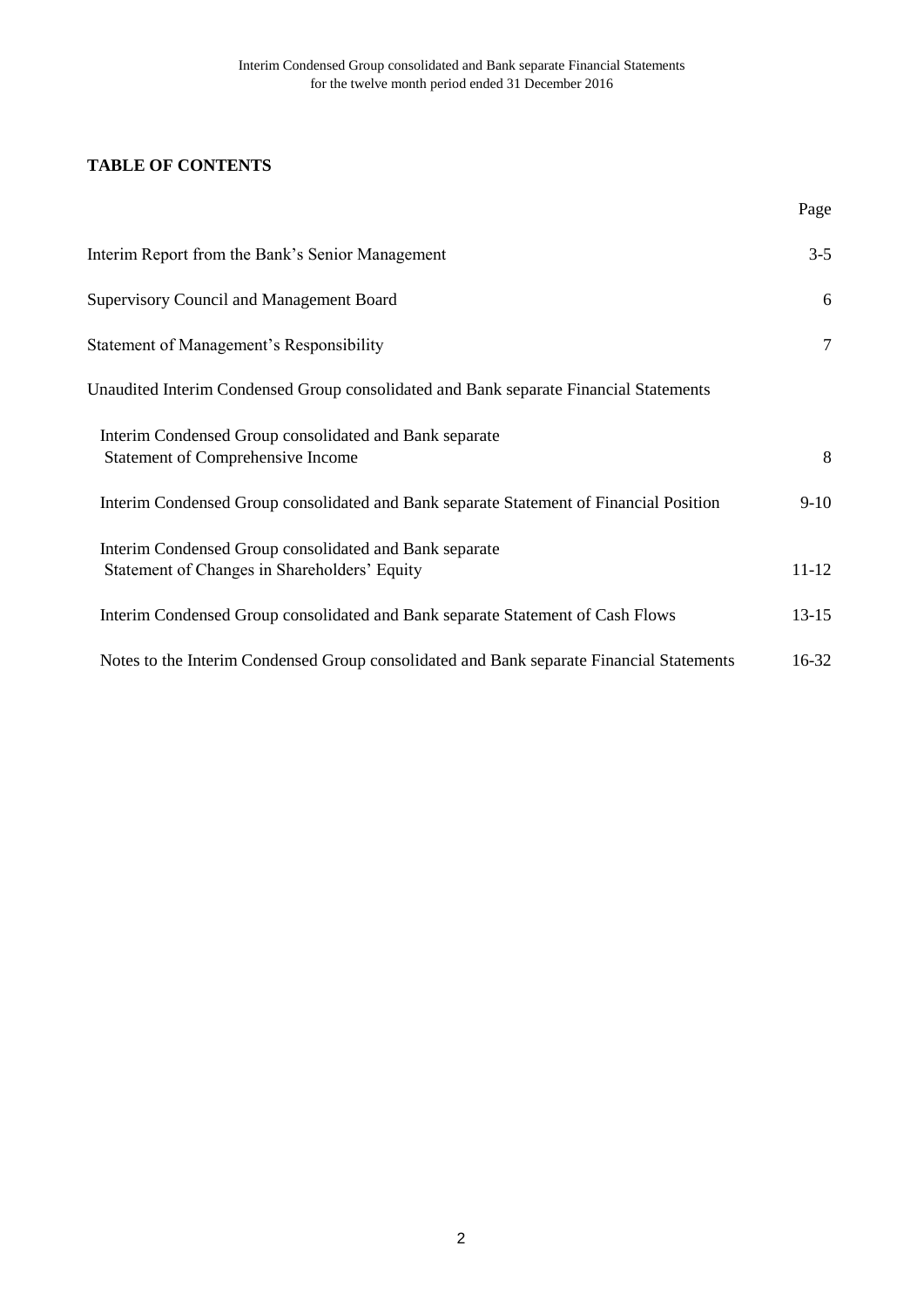# TABLE OF CONTENTS

| | Page |
|---|---|
| Interim Report from the Bank's Senior Management | 3-5 |
| Supervisory Council and Management Board | 6 |
| Statement of Management's Responsibility | 7 |
| Unaudited Interim Condensed Group consolidated and Bank separate Financial Statements | |
| Interim Condensed Group consolidated and Bank separate Statement of Comprehensive Income | 8 |
| Interim Condensed Group consolidated and Bank separate Statement of Financial Position | 9-10 |
| Interim Condensed Group consolidated and Bank separate Statement of Changes in Shareholders' Equity | 11-12 |
| Interim Condensed Group consolidated and Bank separate Statement of Cash Flows | 13-15 |
| Notes to the Interim Condensed Group consolidated and Bank separate Financial Statements | 16-32 |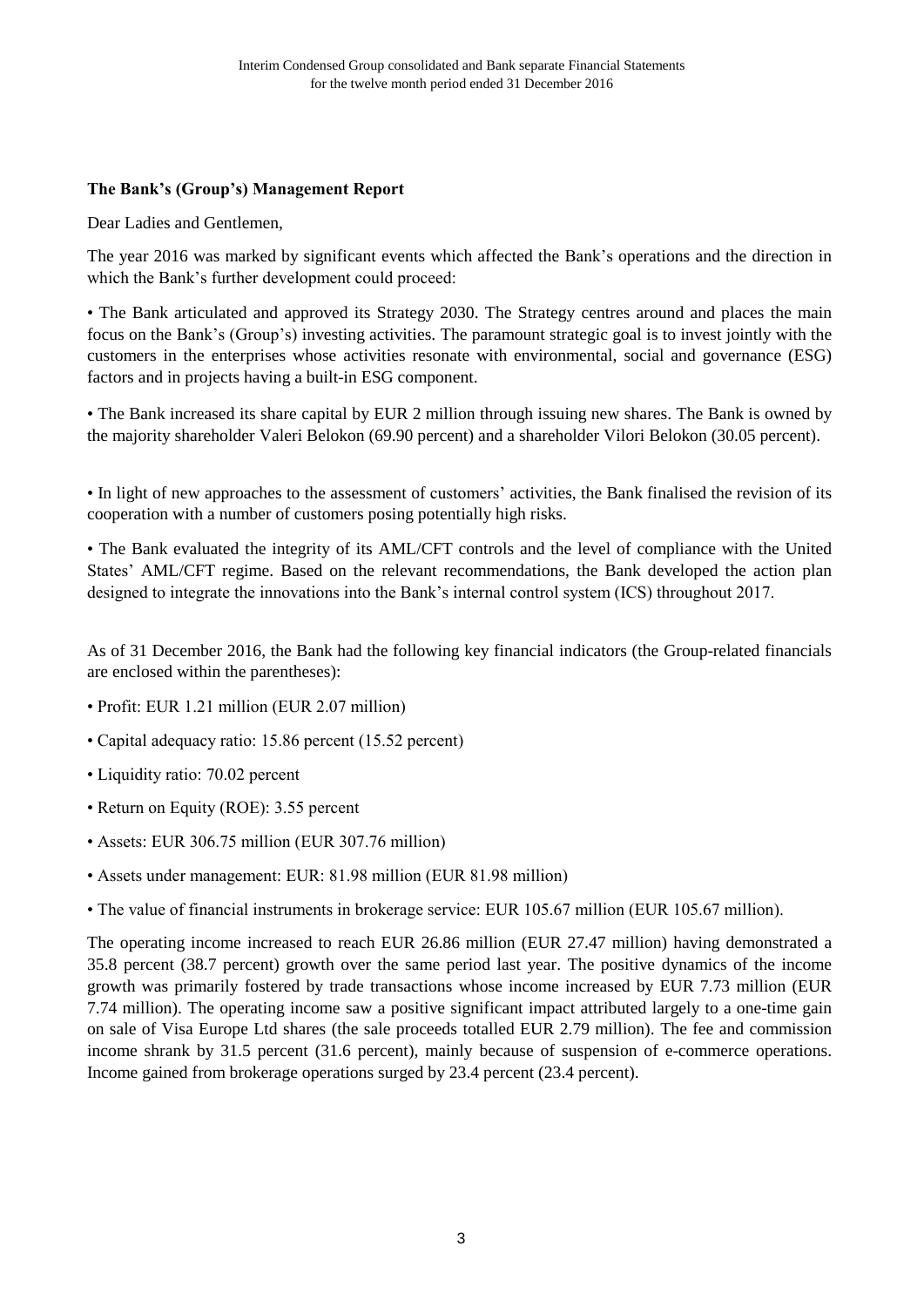**The Bank's (Group's) Management Report**

Dear Ladies and Gentlemen,

The year 2016 was marked by significant events which affected the Bank's operations and the direction in which the Bank's further development could proceed:

• The Bank articulated and approved its Strategy 2030. The Strategy centres around and places the main focus on the Bank's (Group's) investing activities. The paramount strategic goal is to invest jointly with the customers in the enterprises whose activities resonate with environmental, social and governance (ESG) factors and in projects having a built-in ESG component.

• The Bank increased its share capital by EUR 2 million through issuing new shares. The Bank is owned by the majority shareholder Valeri Belokon (69.90 percent) and a shareholder Vilori Belokon (30.05 percent).

• In light of new approaches to the assessment of customers' activities, the Bank finalised the revision of its cooperation with a number of customers posing potentially high risks.

• The Bank evaluated the integrity of its AML/CFT controls and the level of compliance with the United States' AML/CFT regime. Based on the relevant recommendations, the Bank developed the action plan designed to integrate the innovations into the Bank's internal control system (ICS) throughout 2017.

As of 31 December 2016, the Bank had the following key financial indicators (the Group-related financials are enclosed within the parentheses):

• Profit: EUR 1.21 million (EUR 2.07 million)

• Capital adequacy ratio: 15.86 percent (15.52 percent)

• Liquidity ratio: 70.02 percent

• Return on Equity (ROE): 3.55 percent

• Assets: EUR 306.75 million (EUR 307.76 million)

• Assets under management: EUR: 81.98 million (EUR 81.98 million)

• The value of financial instruments in brokerage service: EUR 105.67 million (EUR 105.67 million).

The operating income increased to reach EUR 26.86 million (EUR 27.47 million) having demonstrated a 35.8 percent (38.7 percent) growth over the same period last year. The positive dynamics of the income growth was primarily fostered by trade transactions whose income increased by EUR 7.73 million (EUR 7.74 million). The operating income saw a positive significant impact attributed largely to a one-time gain on sale of Visa Europe Ltd shares (the sale proceeds totalled EUR 2.79 million). The fee and commission income shrank by 31.5 percent (31.6 percent), mainly because of suspension of e-commerce operations. Income gained from brokerage operations surged by 23.4 percent (23.4 percent).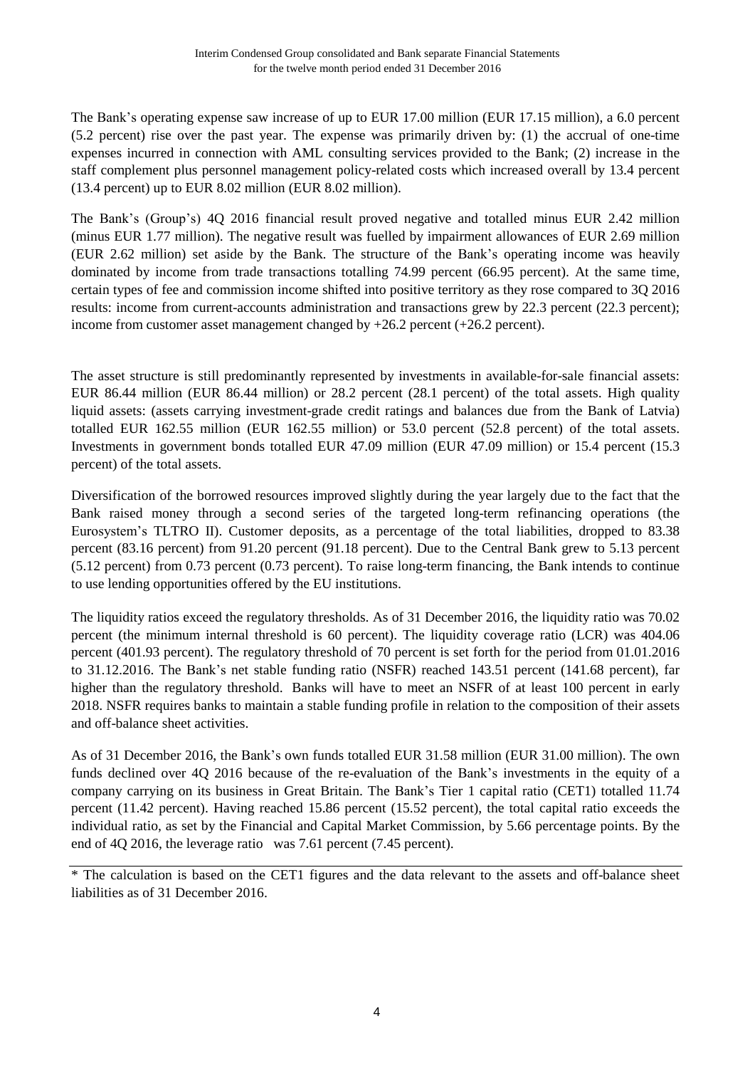The Bank's operating expense saw increase of up to EUR 17.00 million (EUR 17.15 million), a 6.0 percent (5.2 percent) rise over the past year. The expense was primarily driven by: (1) the accrual of one-time expenses incurred in connection with AML consulting services provided to the Bank; (2) increase in the staff complement plus personnel management policy-related costs which increased overall by 13.4 percent (13.4 percent) up to EUR 8.02 million (EUR 8.02 million).

The Bank's (Group's) 4Q 2016 financial result proved negative and totalled minus EUR 2.42 million (minus EUR 1.77 million). The negative result was fuelled by impairment allowances of EUR 2.69 million (EUR 2.62 million) set aside by the Bank. The structure of the Bank's operating income was heavily dominated by income from trade transactions totalling 74.99 percent (66.95 percent). At the same time, certain types of fee and commission income shifted into positive territory as they rose compared to 3Q 2016 results: income from current-accounts administration and transactions grew by 22.3 percent (22.3 percent); income from customer asset management changed by +26.2 percent (+26.2 percent).

The asset structure is still predominantly represented by investments in available-for-sale financial assets: EUR 86.44 million (EUR 86.44 million) or 28.2 percent (28.1 percent) of the total assets. High quality liquid assets: (assets carrying investment-grade credit ratings and balances due from the Bank of Latvia) totalled EUR 162.55 million (EUR 162.55 million) or 53.0 percent (52.8 percent) of the total assets. Investments in government bonds totalled EUR 47.09 million (EUR 47.09 million) or 15.4 percent (15.3 percent) of the total assets.

Diversification of the borrowed resources improved slightly during the year largely due to the fact that the Bank raised money through a second series of the targeted long-term refinancing operations (the Eurosystem's TLTRO II). Customer deposits, as a percentage of the total liabilities, dropped to 83.38 percent (83.16 percent) from 91.20 percent (91.18 percent). Due to the Central Bank grew to 5.13 percent (5.12 percent) from 0.73 percent (0.73 percent). To raise long-term financing, the Bank intends to continue to use lending opportunities offered by the EU institutions.

The liquidity ratios exceed the regulatory thresholds. As of 31 December 2016, the liquidity ratio was 70.02 percent (the minimum internal threshold is 60 percent). The liquidity coverage ratio (LCR) was 404.06 percent (401.93 percent). The regulatory threshold of 70 percent is set forth for the period from 01.01.2016 to 31.12.2016. The Bank's net stable funding ratio (NSFR) reached 143.51 percent (141.68 percent), far higher than the regulatory threshold. Banks will have to meet an NSFR of at least 100 percent in early 2018. NSFR requires banks to maintain a stable funding profile in relation to the composition of their assets and off-balance sheet activities.

As of 31 December 2016, the Bank's own funds totalled EUR 31.58 million (EUR 31.00 million). The own funds declined over 4Q 2016 because of the re-evaluation of the Bank's investments in the equity of a company carrying on its business in Great Britain. The Bank's Tier 1 capital ratio (CET1) totalled 11.74 percent (11.42 percent). Having reached 15.86 percent (15.52 percent), the total capital ratio exceeds the individual ratio, as set by the Financial and Capital Market Commission, by 5.66 percentage points. By the end of 4Q 2016, the leverage ratio was 7.61 percent (7.45 percent).

---

\* The calculation is based on the CET1 figures and the data relevant to the assets and off-balance sheet liabilities as of 31 December 2016.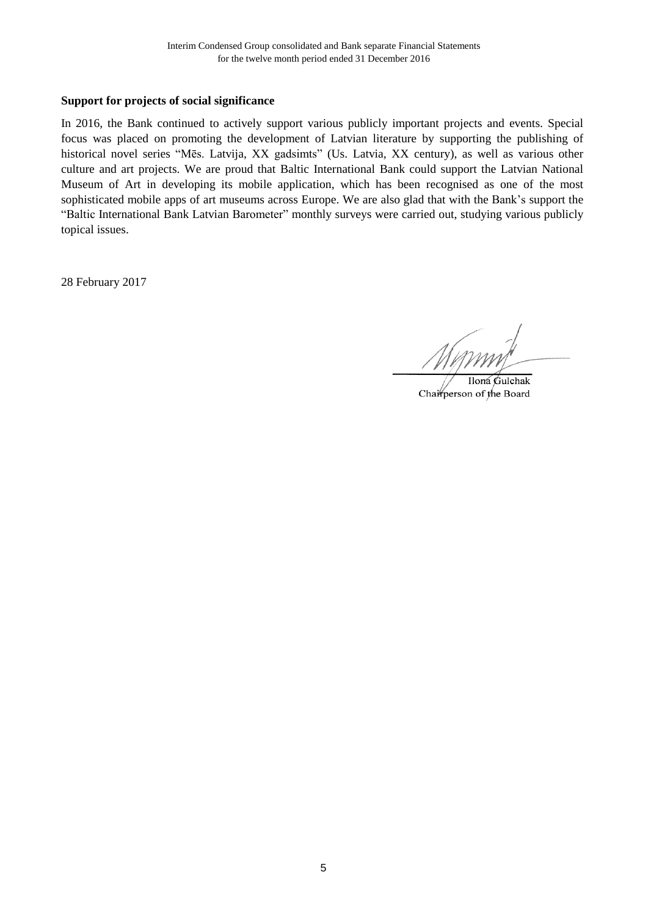**Support for projects of social significance**

In 2016, the Bank continued to actively support various publicly important projects and events. Special focus was placed on promoting the development of Latvian literature by supporting the publishing of historical novel series "Mēs. Latvija, XX gadsimts" (Us. Latvia, XX century), as well as various other culture and art projects. We are proud that Baltic International Bank could support the Latvian National Museum of Art in developing its mobile application, which has been recognised as one of the most sophisticated mobile apps of art museums across Europe. We are also glad that with the Bank's support the "Baltic International Bank Latvian Barometer" monthly surveys were carried out, studying various publicly topical issues.

28 February 2017

Ilona Gulchak
Chairperson of the Board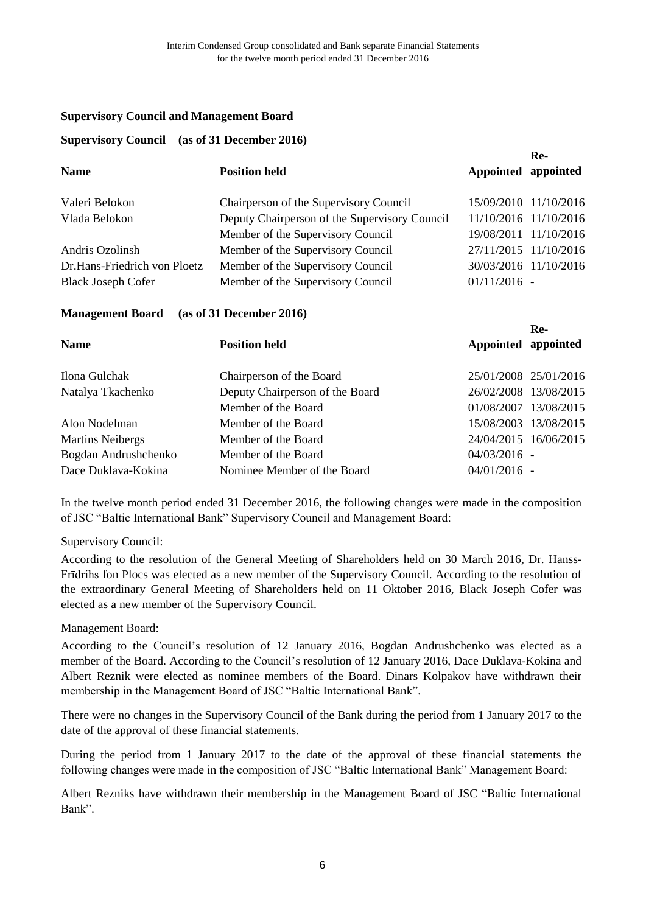## Supervisory Council and Management Board

**Supervisory Council (as of 31 December 2016)**

| Name | Position held | Appointed | Re-appointed |
|---|---|---|---|
| Valeri Belokon | Chairperson of the Supervisory Council | 15/09/2010 | 11/10/2016 |
| Vlada Belokon | Deputy Chairperson of the Supervisory Council | 11/10/2016 | 11/10/2016 |
| | Member of the Supervisory Council | 19/08/2011 | 11/10/2016 |
| Andris Ozolinsh | Member of the Supervisory Council | 27/11/2015 | 11/10/2016 |
| Dr.Hans-Friedrich von Ploetz | Member of the Supervisory Council | 30/03/2016 | 11/10/2016 |
| Black Joseph Cofer | Member of the Supervisory Council | 01/11/2016 | - |

**Management Board (as of 31 December 2016)**

| Name | Position held | Appointed | Re-appointed |
|---|---|---|---|
| Ilona Gulchak | Chairperson of the Board | 25/01/2008 | 25/01/2016 |
| Natalya Tkachenko | Deputy Chairperson of the Board | 26/02/2008 | 13/08/2015 |
| | Member of the Board | 01/08/2007 | 13/08/2015 |
| Alon Nodelman | Member of the Board | 15/08/2003 | 13/08/2015 |
| Martins Neibergs | Member of the Board | 24/04/2015 | 16/06/2015 |
| Bogdan Andrushchenko | Member of the Board | 04/03/2016 | - |
| Dace Duklava-Kokina | Nominee Member of the Board | 04/01/2016 | - |

In the twelve month period ended 31 December 2016, the following changes were made in the composition of JSC "Baltic International Bank" Supervisory Council and Management Board:

Supervisory Council:

According to the resolution of the General Meeting of Shareholders held on 30 March 2016, Dr. Hanss-Frīdrihs fon Plocs was elected as a new member of the Supervisory Council. According to the resolution of the extraordinary General Meeting of Shareholders held on 11 Oktober 2016, Black Joseph Cofer was elected as a new member of the Supervisory Council.

Management Board:

According to the Council's resolution of 12 January 2016, Bogdan Andrushchenko was elected as a member of the Board. According to the Council's resolution of 12 January 2016, Dace Duklava-Kokina and Albert Reznik were elected as nominee members of the Board. Dinars Kolpakov have withdrawn their membership in the Management Board of JSC "Baltic International Bank".

There were no changes in the Supervisory Council of the Bank during the period from 1 January 2017 to the date of the approval of these financial statements.

During the period from 1 January 2017 to the date of the approval of these financial statements the following changes were made in the composition of JSC "Baltic International Bank" Management Board:

Albert Rezniks have withdrawn their membership in the Management Board of JSC "Baltic International Bank".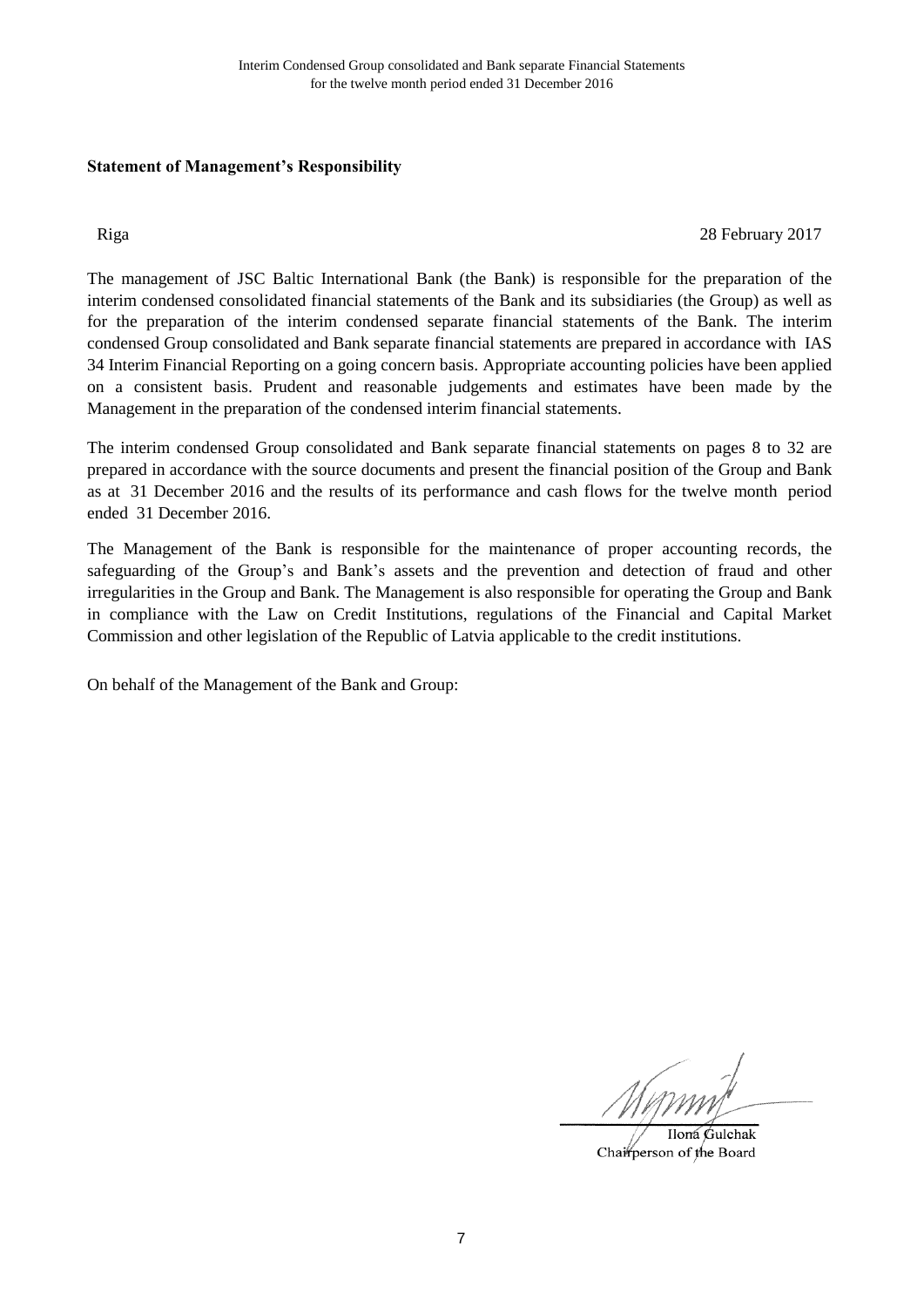**Statement of Management's Responsibility**

Riga 28 February 2017

The management of JSC Baltic International Bank (the Bank) is responsible for the preparation of the interim condensed consolidated financial statements of the Bank and its subsidiaries (the Group) as well as for the preparation of the interim condensed separate financial statements of the Bank. The interim condensed Group consolidated and Bank separate financial statements are prepared in accordance with IAS 34 Interim Financial Reporting on a going concern basis. Appropriate accounting policies have been applied on a consistent basis. Prudent and reasonable judgements and estimates have been made by the Management in the preparation of the condensed interim financial statements.

The interim condensed Group consolidated and Bank separate financial statements on pages 8 to 32 are prepared in accordance with the source documents and present the financial position of the Group and Bank as at 31 December 2016 and the results of its performance and cash flows for the twelve month period ended 31 December 2016.

The Management of the Bank is responsible for the maintenance of proper accounting records, the safeguarding of the Group's and Bank's assets and the prevention and detection of fraud and other irregularities in the Group and Bank. The Management is also responsible for operating the Group and Bank in compliance with the Law on Credit Institutions, regulations of the Financial and Capital Market Commission and other legislation of the Republic of Latvia applicable to the credit institutions.

On behalf of the Management of the Bank and Group:

Ilona Gulchak
Chairperson of the Board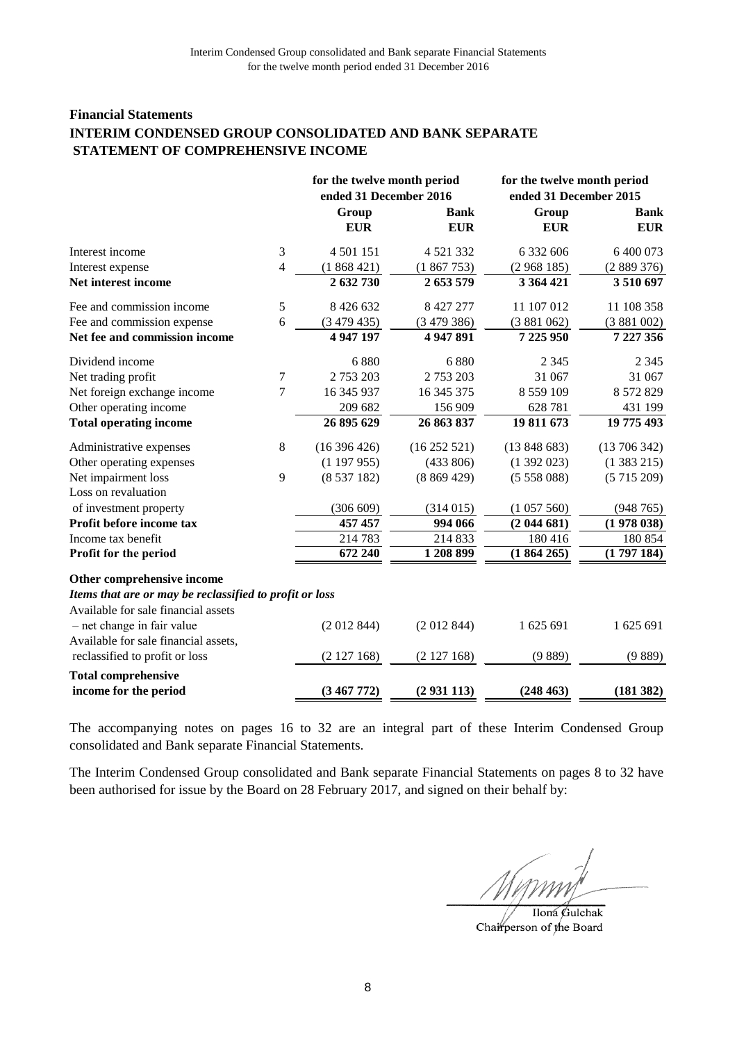## Financial Statements

## INTERIM CONDENSED GROUP CONSOLIDATED AND BANK SEPARATE STATEMENT OF COMPREHENSIVE INCOME

| | | for the twelve month period ended 31 December 2016 | | for the twelve month period ended 31 December 2015 | |
|---|---|---|---|---|---|
| | | Group EUR | Bank EUR | Group EUR | Bank EUR |
| Interest income | 3 | 4 501 151 | 4 521 332 | 6 332 606 | 6 400 073 |
| Interest expense | 4 | (1 868 421) | (1 867 753) | (2 968 185) | (2 889 376) |
| **Net interest income** | | **2 632 730** | **2 653 579** | **3 364 421** | **3 510 697** |
| Fee and commission income | 5 | 8 426 632 | 8 427 277 | 11 107 012 | 11 108 358 |
| Fee and commission expense | 6 | (3 479 435) | (3 479 386) | (3 881 062) | (3 881 002) |
| **Net fee and commission income** | | **4 947 197** | **4 947 891** | **7 225 950** | **7 227 356** |
| Dividend income | | 6 880 | 6 880 | 2 345 | 2 345 |
| Net trading profit | 7 | 2 753 203 | 2 753 203 | 31 067 | 31 067 |
| Net foreign exchange income | 7 | 16 345 937 | 16 345 375 | 8 559 109 | 8 572 829 |
| Other operating income | | 209 682 | 156 909 | 628 781 | 431 199 |
| **Total operating income** | | **26 895 629** | **26 863 837** | **19 811 673** | **19 775 493** |
| Administrative expenses | 8 | (16 396 426) | (16 252 521) | (13 848 683) | (13 706 342) |
| Other operating expenses | | (1 197 955) | (433 806) | (1 392 023) | (1 383 215) |
| Net impairment loss | 9 | (8 537 182) | (8 869 429) | (5 558 088) | (5 715 209) |
| Loss on revaluation of investment property | | (306 609) | (314 015) | (1 057 560) | (948 765) |
| **Profit before income tax** | | **457 457** | **994 066** | **(2 044 681)** | **(1 978 038)** |
| Income tax benefit | | 214 783 | 214 833 | 180 416 | 180 854 |
| **Profit for the period** | | **672 240** | **1 208 899** | **(1 864 265)** | **(1 797 184)** |
| **Other comprehensive income** | | | | | |
| ***Items that are or may be reclassified to profit or loss*** | | | | | |
| Available for sale financial assets – net change in fair value | | (2 012 844) | (2 012 844) | 1 625 691 | 1 625 691 |
| Available for sale financial assets, reclassified to profit or loss | | (2 127 168) | (2 127 168) | (9 889) | (9 889) |
| **Total comprehensive income for the period** | | **(3 467 772)** | **(2 931 113)** | **(248 463)** | **(181 382)** |

The accompanying notes on pages 16 to 32 are an integral part of these Interim Condensed Group consolidated and Bank separate Financial Statements.

The Interim Condensed Group consolidated and Bank separate Financial Statements on pages 8 to 32 have been authorised for issue by the Board on 28 February 2017, and signed on their behalf by:

Ilona Gulchak
Chairperson of the Board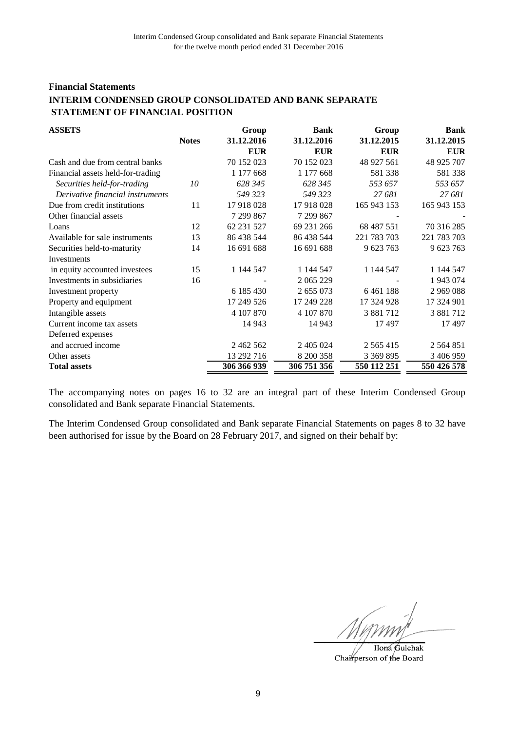## Financial Statements

## INTERIM CONDENSED GROUP CONSOLIDATED AND BANK SEPARATE STATEMENT OF FINANCIAL POSITION

| **ASSETS** | **Notes** | **Group 31.12.2016 EUR** | **Bank 31.12.2016 EUR** | **Group 31.12.2015 EUR** | **Bank 31.12.2015 EUR** |
|---|---|---|---|---|---|
| Cash and due from central banks | | 70 152 023 | 70 152 023 | 48 927 561 | 48 925 707 |
| Financial assets held-for-trading | | 1 177 668 | 1 177 668 | 581 338 | 581 338 |
| *Securities held-for-trading* | *10* | *628 345* | *628 345* | *553 657* | *553 657* |
| *Derivative financial instruments* | | *549 323* | *549 323* | *27 681* | *27 681* |
| Due from credit institutions | 11 | 17 918 028 | 17 918 028 | 165 943 153 | 165 943 153 |
| Other financial assets | | 7 299 867 | 7 299 867 | - | - |
| Loans | 12 | 62 231 527 | 69 231 266 | 68 487 551 | 70 316 285 |
| Available for sale instruments | 13 | 86 438 544 | 86 438 544 | 221 783 703 | 221 783 703 |
| Securities held-to-maturity | 14 | 16 691 688 | 16 691 688 | 9 623 763 | 9 623 763 |
| Investments in equity accounted investees | 15 | 1 144 547 | 1 144 547 | 1 144 547 | 1 144 547 |
| Investments in subsidiaries | 16 | - | 2 065 229 | - | 1 943 074 |
| Investment property | | 6 185 430 | 2 655 073 | 6 461 188 | 2 969 088 |
| Property and equipment | | 17 249 526 | 17 249 228 | 17 324 928 | 17 324 901 |
| Intangible assets | | 4 107 870 | 4 107 870 | 3 881 712 | 3 881 712 |
| Current income tax assets | | 14 943 | 14 943 | 17 497 | 17 497 |
| Deferred expenses and accrued income | | 2 462 562 | 2 405 024 | 2 565 415 | 2 564 851 |
| Other assets | | 13 292 716 | 8 200 358 | 3 369 895 | 3 406 959 |
| **Total assets** | | **306 366 939** | **306 751 356** | **550 112 251** | **550 426 578** |

The accompanying notes on pages 16 to 32 are an integral part of these Interim Condensed Group consolidated and Bank separate Financial Statements.

The Interim Condensed Group consolidated and Bank separate Financial Statements on pages 8 to 32 have been authorised for issue by the Board on 28 February 2017, and signed on their behalf by:

Ilona Gulchak
Chairperson of the Board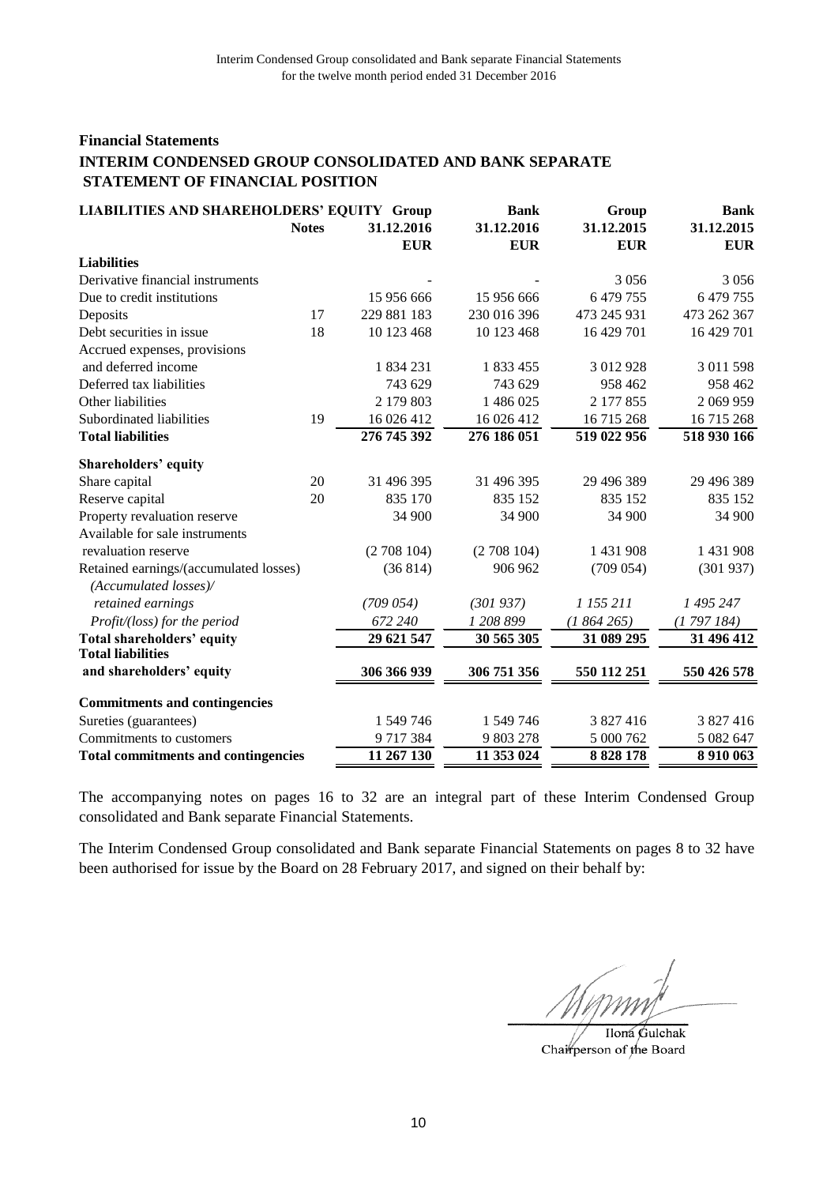## Financial Statements

## INTERIM CONDENSED GROUP CONSOLIDATED AND BANK SEPARATE STATEMENT OF FINANCIAL POSITION

| LIABILITIES AND SHAREHOLDERS' EQUITY | Notes | Group 31.12.2016 EUR | Bank 31.12.2016 EUR | Group 31.12.2015 EUR | Bank 31.12.2015 EUR |
|---|---|---|---|---|---|
| **Liabilities** | | | | | |
| Derivative financial instruments | | - | - | 3 056 | 3 056 |
| Due to credit institutions | | 15 956 666 | 15 956 666 | 6 479 755 | 6 479 755 |
| Deposits | 17 | 229 881 183 | 230 016 396 | 473 245 931 | 473 262 367 |
| Debt securities in issue | 18 | 10 123 468 | 10 123 468 | 16 429 701 | 16 429 701 |
| Accrued expenses, provisions and deferred income | | 1 834 231 | 1 833 455 | 3 012 928 | 3 011 598 |
| Deferred tax liabilities | | 743 629 | 743 629 | 958 462 | 958 462 |
| Other liabilities | | 2 179 803 | 1 486 025 | 2 177 855 | 2 069 959 |
| Subordinated liabilities | 19 | 16 026 412 | 16 026 412 | 16 715 268 | 16 715 268 |
| **Total liabilities** | | **276 745 392** | **276 186 051** | **519 022 956** | **518 930 166** |
| **Shareholders' equity** | | | | | |
| Share capital | 20 | 31 496 395 | 31 496 395 | 29 496 389 | 29 496 389 |
| Reserve capital | 20 | 835 170 | 835 152 | 835 152 | 835 152 |
| Property revaluation reserve | | 34 900 | 34 900 | 34 900 | 34 900 |
| Available for sale instruments revaluation reserve | | (2 708 104) | (2 708 104) | 1 431 908 | 1 431 908 |
| Retained earnings/(accumulated losses) | | (36 814) | 906 962 | (709 054) | (301 937) |
| *(Accumulated losses)/ retained earnings* | | *(709 054)* | *(301 937)* | *1 155 211* | *1 495 247* |
| *Profit/(loss) for the period* | | *672 240* | *1 208 899* | *(1 864 265)* | *(1 797 184)* |
| **Total shareholders' equity** | | **29 621 547** | **30 565 305** | **31 089 295** | **31 496 412** |
| **Total liabilities and shareholders' equity** | | **306 366 939** | **306 751 356** | **550 112 251** | **550 426 578** |
| **Commitments and contingencies** | | | | | |
| Sureties (guarantees) | | 1 549 746 | 1 549 746 | 3 827 416 | 3 827 416 |
| Commitments to customers | | 9 717 384 | 9 803 278 | 5 000 762 | 5 082 647 |
| **Total commitments and contingencies** | | **11 267 130** | **11 353 024** | **8 828 178** | **8 910 063** |

The accompanying notes on pages 16 to 32 are an integral part of these Interim Condensed Group consolidated and Bank separate Financial Statements.

The Interim Condensed Group consolidated and Bank separate Financial Statements on pages 8 to 32 have been authorised for issue by the Board on 28 February 2017, and signed on their behalf by:

Ilona Gulchak
Chairperson of the Board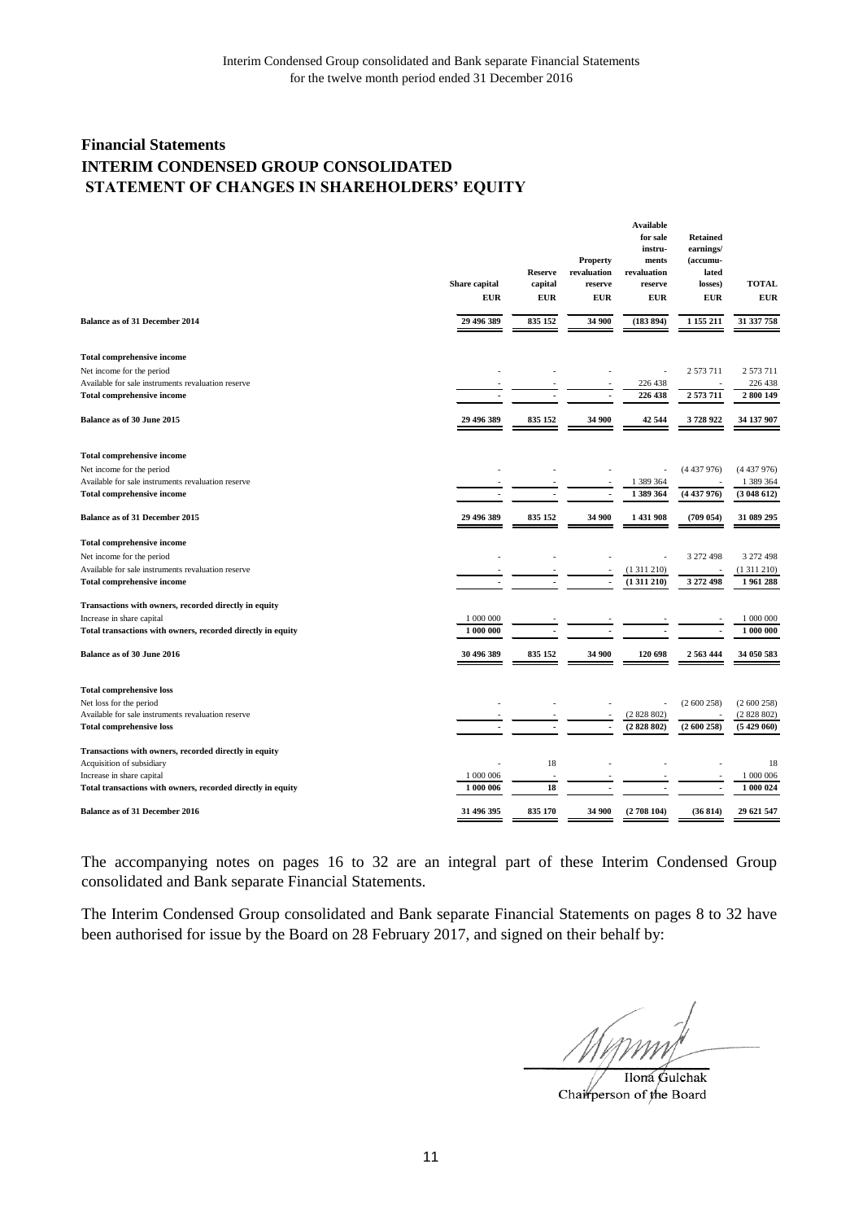## Financial Statements

## INTERIM CONDENSED GROUP CONSOLIDATED STATEMENT OF CHANGES IN SHAREHOLDERS' EQUITY

| | Share capital | Reserve capital | Property revaluation reserve | Available for sale instruments revaluation reserve | Retained earnings/ (accumulated losses) | TOTAL |
|---|---|---|---|---|---|---|
| | EUR | EUR | EUR | EUR | EUR | EUR |
| **Balance as of 31 December 2014** | **29 496 389** | **835 152** | **34 900** | **(183 894)** | **1 155 211** | **31 337 758** |
| **Total comprehensive income** | | | | | | |
| Net income for the period | - | - | - | - | 2 573 711 | 2 573 711 |
| Available for sale instruments revaluation reserve | - | - | - | 226 438 | - | 226 438 |
| **Total comprehensive income** | **-** | **-** | **-** | **226 438** | **2 573 711** | **2 800 149** |
| **Balance as of 30 June 2015** | **29 496 389** | **835 152** | **34 900** | **42 544** | **3 728 922** | **34 137 907** |
| **Total comprehensive income** | | | | | | |
| Net income for the period | - | - | - | - | (4 437 976) | (4 437 976) |
| Available for sale instruments revaluation reserve | - | - | - | 1 389 364 | - | 1 389 364 |
| **Total comprehensive income** | **-** | **-** | **-** | **1 389 364** | **(4 437 976)** | **(3 048 612)** |
| **Balance as of 31 December 2015** | **29 496 389** | **835 152** | **34 900** | **1 431 908** | **(709 054)** | **31 089 295** |
| **Total comprehensive income** | | | | | | |
| Net income for the period | - | - | - | - | 3 272 498 | 3 272 498 |
| Available for sale instruments revaluation reserve | - | - | - | (1 311 210) | - | (1 311 210) |
| **Total comprehensive income** | **-** | **-** | **-** | **(1 311 210)** | **3 272 498** | **1 961 288** |
| **Transactions with owners, recorded directly in equity** | | | | | | |
| Increase in share capital | 1 000 000 | - | - | - | - | 1 000 000 |
| **Total transactions with owners, recorded directly in equity** | **1 000 000** | **-** | **-** | **-** | **-** | **1 000 000** |
| **Balance as of 30 June 2016** | **30 496 389** | **835 152** | **34 900** | **120 698** | **2 563 444** | **34 050 583** |
| **Total comprehensive loss** | | | | | | |
| Net loss for the period | - | - | - | - | (2 600 258) | (2 600 258) |
| Available for sale instruments revaluation reserve | - | - | - | (2 828 802) | - | (2 828 802) |
| **Total comprehensive loss** | **-** | **-** | **-** | **(2 828 802)** | **(2 600 258)** | **(5 429 060)** |
| **Transactions with owners, recorded directly in equity** | | | | | | |
| Acquisition of subsidiary | - | 18 | - | - | - | 18 |
| Increase in share capital | 1 000 006 | - | - | - | - | 1 000 006 |
| **Total transactions with owners, recorded directly in equity** | **1 000 006** | **18** | **-** | **-** | **-** | **1 000 024** |
| **Balance as of 31 December 2016** | **31 496 395** | **835 170** | **34 900** | **(2 708 104)** | **(36 814)** | **29 621 547** |

The accompanying notes on pages 16 to 32 are an integral part of these Interim Condensed Group consolidated and Bank separate Financial Statements.

The Interim Condensed Group consolidated and Bank separate Financial Statements on pages 8 to 32 have been authorised for issue by the Board on 28 February 2017, and signed on their behalf by:

Ilona Gulchak
Chairperson of the Board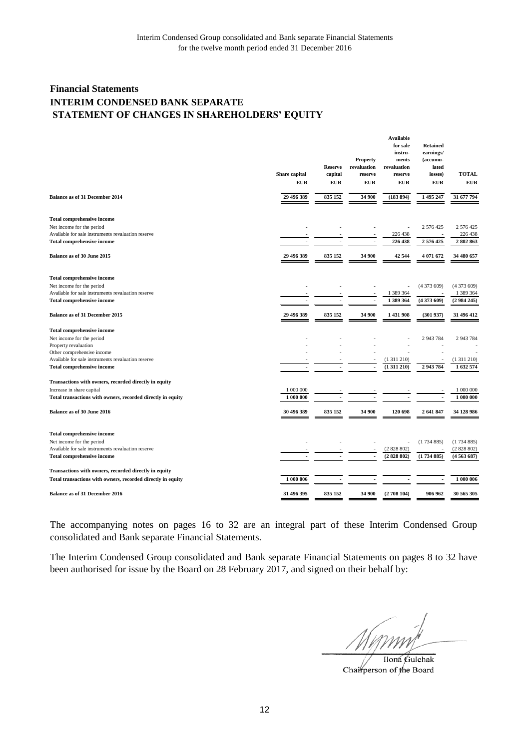## Financial Statements

## INTERIM CONDENSED BANK SEPARATE STATEMENT OF CHANGES IN SHAREHOLDERS' EQUITY

| | Share capital | Reserve capital | Property revaluation reserve | Available for sale instru-ments revaluation reserve | Retained earnings/ (accumu-lated losses) | TOTAL |
|---|---|---|---|---|---|---|
| | EUR | EUR | EUR | EUR | EUR | EUR |
| **Balance as of 31 December 2014** | **29 496 389** | **835 152** | **34 900** | **(183 894)** | **1 495 247** | **31 677 794** |
| **Total comprehensive income** | | | | | | |
| Net income for the period | - | - | - | - | 2 576 425 | 2 576 425 |
| Available for sale instruments revaluation reserve | - | - | - | 226 438 | - | 226 438 |
| **Total comprehensive income** | **-** | **-** | **-** | **226 438** | **2 576 425** | **2 802 863** |
| **Balance as of 30 June 2015** | **29 496 389** | **835 152** | **34 900** | **42 544** | **4 071 672** | **34 480 657** |
| **Total comprehensive income** | | | | | | |
| Net income for the period | - | - | - | - | (4 373 609) | (4 373 609) |
| Available for sale instruments revaluation reserve | - | - | - | 1 389 364 | - | 1 389 364 |
| **Total comprehensive income** | **-** | **-** | **-** | **1 389 364** | **(4 373 609)** | **(2 984 245)** |
| **Balance as of 31 December 2015** | **29 496 389** | **835 152** | **34 900** | **1 431 908** | **(301 937)** | **31 496 412** |
| **Total comprehensive income** | | | | | | |
| Net income for the period | - | - | - | - | 2 943 784 | 2 943 784 |
| Property revaluation | - | - | - | - | - | - |
| Other comprehensive income | - | - | - | - | - | - |
| Available for sale instruments revaluation reserve | - | - | - | (1 311 210) | - | (1 311 210) |
| **Total comprehensive income** | **-** | **-** | **-** | **(1 311 210)** | **2 943 784** | **1 632 574** |
| **Transactions with owners, recorded directly in equity** | | | | | | |
| Increase in share capital | 1 000 000 | - | - | - | - | 1 000 000 |
| **Total transactions with owners, recorded directly in equity** | **1 000 000** | **-** | **-** | **-** | **-** | **1 000 000** |
| **Balance as of 30 June 2016** | **30 496 389** | **835 152** | **34 900** | **120 698** | **2 641 847** | **34 128 986** |
| **Total comprehensive income** | | | | | | |
| Net income for the period | - | - | - | - | (1 734 885) | (1 734 885) |
| Available for sale instruments revaluation reserve | - | - | - | (2 828 802) | - | (2 828 802) |
| **Total comprehensive income** | **-** | **-** | **-** | **(2 828 802)** | **(1 734 885)** | **(4 563 687)** |
| **Transactions with owners, recorded directly in equity** | | | | | | |
| **Total transactions with owners, recorded directly in equity** | **1 000 006** | **-** | **-** | **-** | **-** | **1 000 006** |
| **Balance as of 31 December 2016** | **31 496 395** | **835 152** | **34 900** | **(2 708 104)** | **906 962** | **30 565 305** |

The accompanying notes on pages 16 to 32 are an integral part of these Interim Condensed Group consolidated and Bank separate Financial Statements.

The Interim Condensed Group consolidated and Bank separate Financial Statements on pages 8 to 32 have been authorised for issue by the Board on 28 February 2017, and signed on their behalf by:

Ilona Gulchak
Chairperson of the Board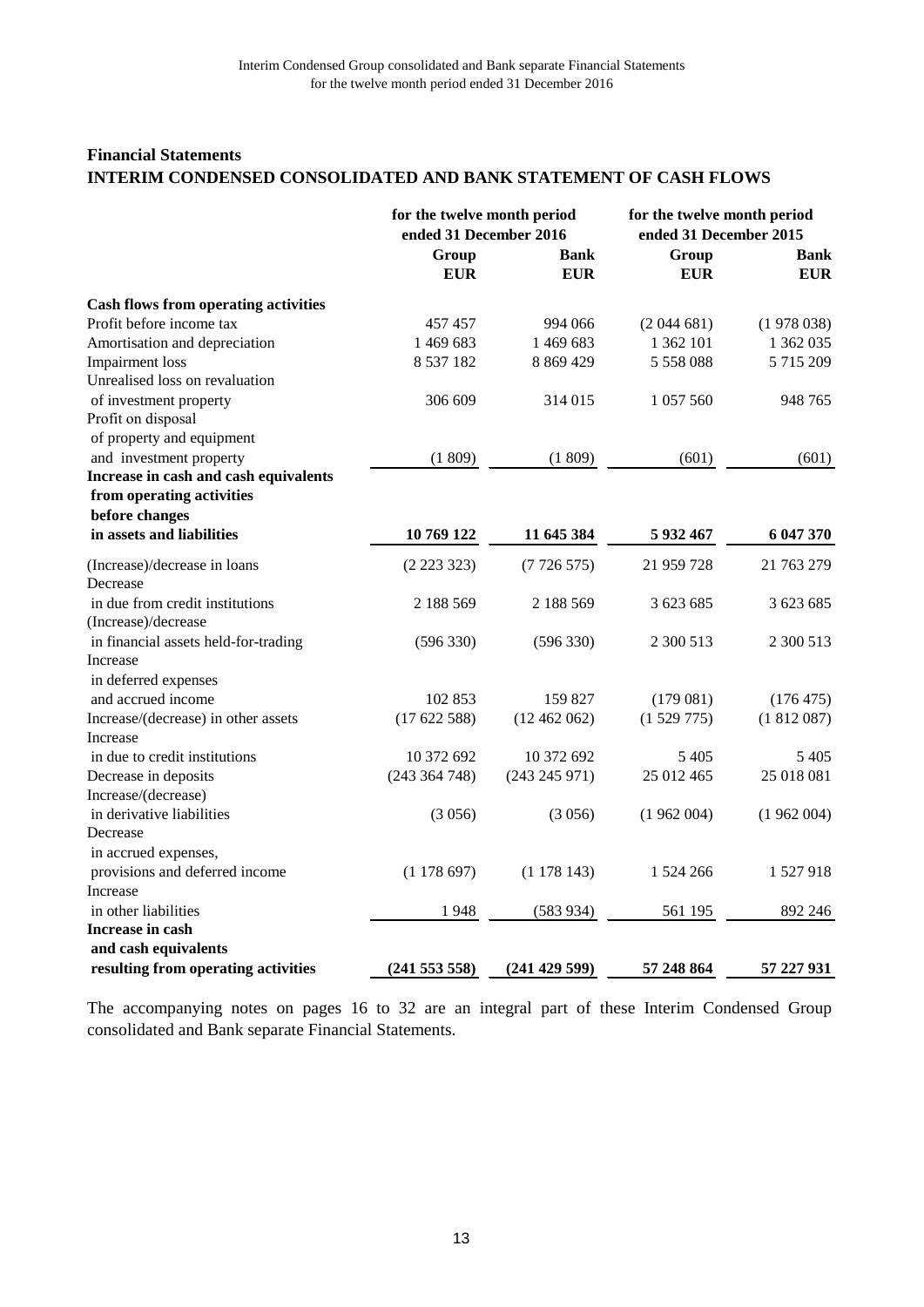## Financial Statements

## INTERIM CONDENSED CONSOLIDATED AND BANK STATEMENT OF CASH FLOWS

| | for the twelve month period ended 31 December 2016 | | for the twelve month period ended 31 December 2015 | |
|---|---|---|---|---|
| | Group | Bank | Group | Bank |
| | EUR | EUR | EUR | EUR |
| **Cash flows from operating activities** | | | | |
| Profit before income tax | 457 457 | 994 066 | (2 044 681) | (1 978 038) |
| Amortisation and depreciation | 1 469 683 | 1 469 683 | 1 362 101 | 1 362 035 |
| Impairment loss | 8 537 182 | 8 869 429 | 5 558 088 | 5 715 209 |
| Unrealised loss on revaluation of investment property | 306 609 | 314 015 | 1 057 560 | 948 765 |
| Profit on disposal of property and equipment and investment property | (1 809) | (1 809) | (601) | (601) |
| **Increase in cash and cash equivalents from operating activities before changes in assets and liabilities** | **10 769 122** | **11 645 384** | **5 932 467** | **6 047 370** |
| (Increase)/decrease in loans | (2 223 323) | (7 726 575) | 21 959 728 | 21 763 279 |
| Decrease in due from credit institutions | 2 188 569 | 2 188 569 | 3 623 685 | 3 623 685 |
| (Increase)/decrease in financial assets held-for-trading | (596 330) | (596 330) | 2 300 513 | 2 300 513 |
| Increase in deferred expenses and accrued income | 102 853 | 159 827 | (179 081) | (176 475) |
| Increase/(decrease) in other assets | (17 622 588) | (12 462 062) | (1 529 775) | (1 812 087) |
| Increase in due to credit institutions | 10 372 692 | 10 372 692 | 5 405 | 5 405 |
| Decrease in deposits | (243 364 748) | (243 245 971) | 25 012 465 | 25 018 081 |
| Increase/(decrease) in derivative liabilities | (3 056) | (3 056) | (1 962 004) | (1 962 004) |
| Decrease in accrued expenses, provisions and deferred income | (1 178 697) | (1 178 143) | 1 524 266 | 1 527 918 |
| Increase in other liabilities | 1 948 | (583 934) | 561 195 | 892 246 |
| **Increase in cash and cash equivalents resulting from operating activities** | **(241 553 558)** | **(241 429 599)** | **57 248 864** | **57 227 931** |

The accompanying notes on pages 16 to 32 are an integral part of these Interim Condensed Group consolidated and Bank separate Financial Statements.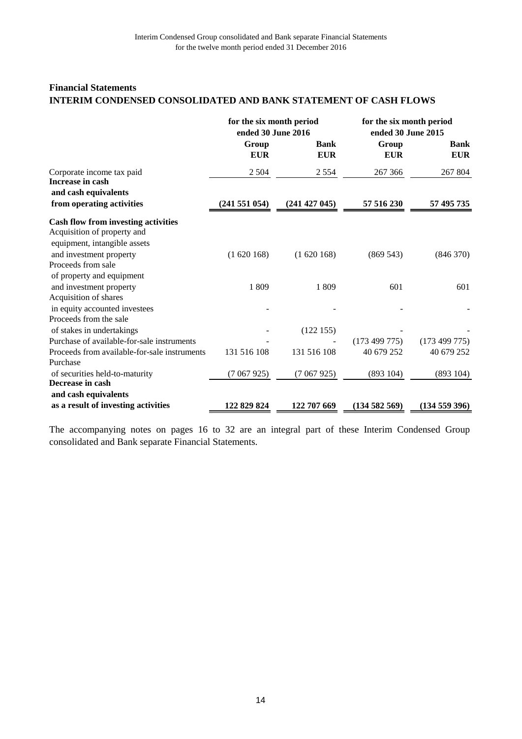## Financial Statements

## INTERIM CONDENSED CONSOLIDATED AND BANK STATEMENT OF CASH FLOWS

| | for the six month period ended 30 June 2016 | | for the six month period ended 30 June 2015 | |
|---|---|---|---|---|
| | Group EUR | Bank EUR | Group EUR | Bank EUR |
| Corporate income tax paid | 2 504 | 2 554 | 267 366 | 267 804 |
| **Increase in cash and cash equivalents from operating activities** | **(241 551 054)** | **(241 427 045)** | **57 516 230** | **57 495 735** |
| **Cash flow from investing activities** | | | | |
| Acquisition of property and equipment, intangible assets and investment property | (1 620 168) | (1 620 168) | (869 543) | (846 370) |
| Proceeds from sale of property and equipment and investment property | 1 809 | 1 809 | 601 | 601 |
| Acquisition of shares in equity accounted investees | - | - | - | - |
| Proceeds from the sale of stakes in undertakings | - | (122 155) | - | - |
| Purchase of available-for-sale instruments | - | - | (173 499 775) | (173 499 775) |
| Proceeds from available-for-sale instruments | 131 516 108 | 131 516 108 | 40 679 252 | 40 679 252 |
| Purchase of securities held-to-maturity | (7 067 925) | (7 067 925) | (893 104) | (893 104) |
| **Decrease in cash and cash equivalents as a result of investing activities** | **122 829 824** | **122 707 669** | **(134 582 569)** | **(134 559 396)** |

The accompanying notes on pages 16 to 32 are an integral part of these Interim Condensed Group consolidated and Bank separate Financial Statements.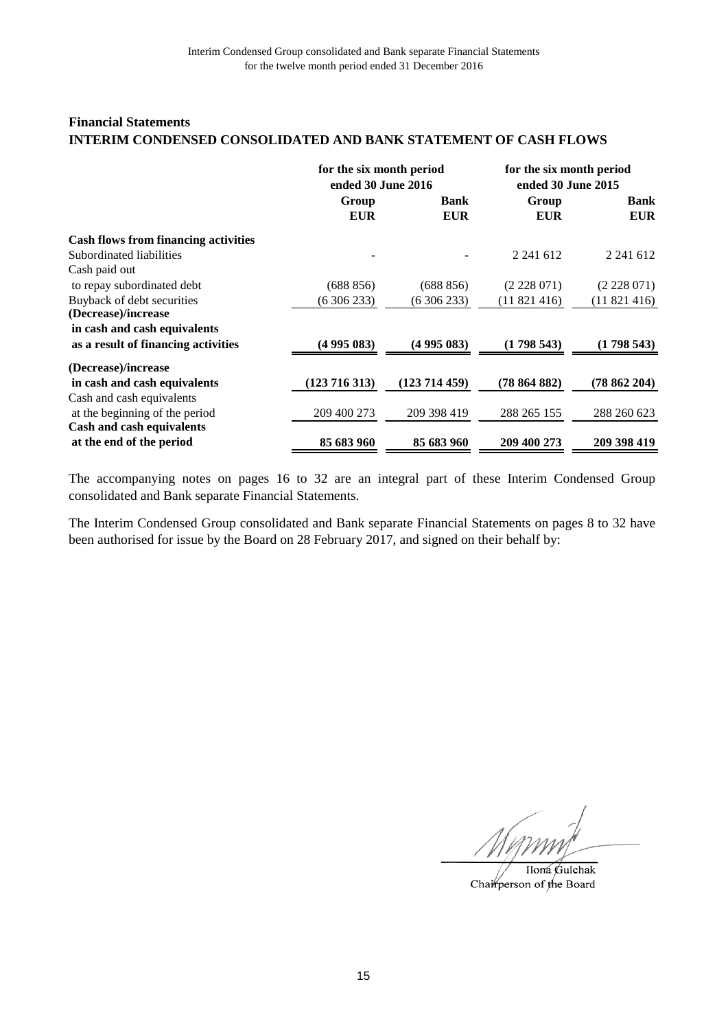## Financial Statements

## INTERIM CONDENSED CONSOLIDATED AND BANK STATEMENT OF CASH FLOWS

| | for the six month period ended 30 June 2016 | | for the six month period ended 30 June 2015 | |
|---|---|---|---|---|
| | Group EUR | Bank EUR | Group EUR | Bank EUR |
| **Cash flows from financing activities** | | | | |
| Subordinated liabilities | - | - | 2 241 612 | 2 241 612 |
| Cash paid out to repay subordinated debt | (688 856) | (688 856) | (2 228 071) | (2 228 071) |
| Buyback of debt securities | (6 306 233) | (6 306 233) | (11 821 416) | (11 821 416) |
| **(Decrease)/increase in cash and cash equivalents as a result of financing activities** | **(4 995 083)** | **(4 995 083)** | **(1 798 543)** | **(1 798 543)** |
| **(Decrease)/increase in cash and cash equivalents** | **(123 716 313)** | **(123 714 459)** | **(78 864 882)** | **(78 862 204)** |
| Cash and cash equivalents at the beginning of the period | 209 400 273 | 209 398 419 | 288 265 155 | 288 260 623 |
| **Cash and cash equivalents at the end of the period** | **85 683 960** | **85 683 960** | **209 400 273** | **209 398 419** |

The accompanying notes on pages 16 to 32 are an integral part of these Interim Condensed Group consolidated and Bank separate Financial Statements.

The Interim Condensed Group consolidated and Bank separate Financial Statements on pages 8 to 32 have been authorised for issue by the Board on 28 February 2017, and signed on their behalf by:

Ilona Gulchak
Chairperson of the Board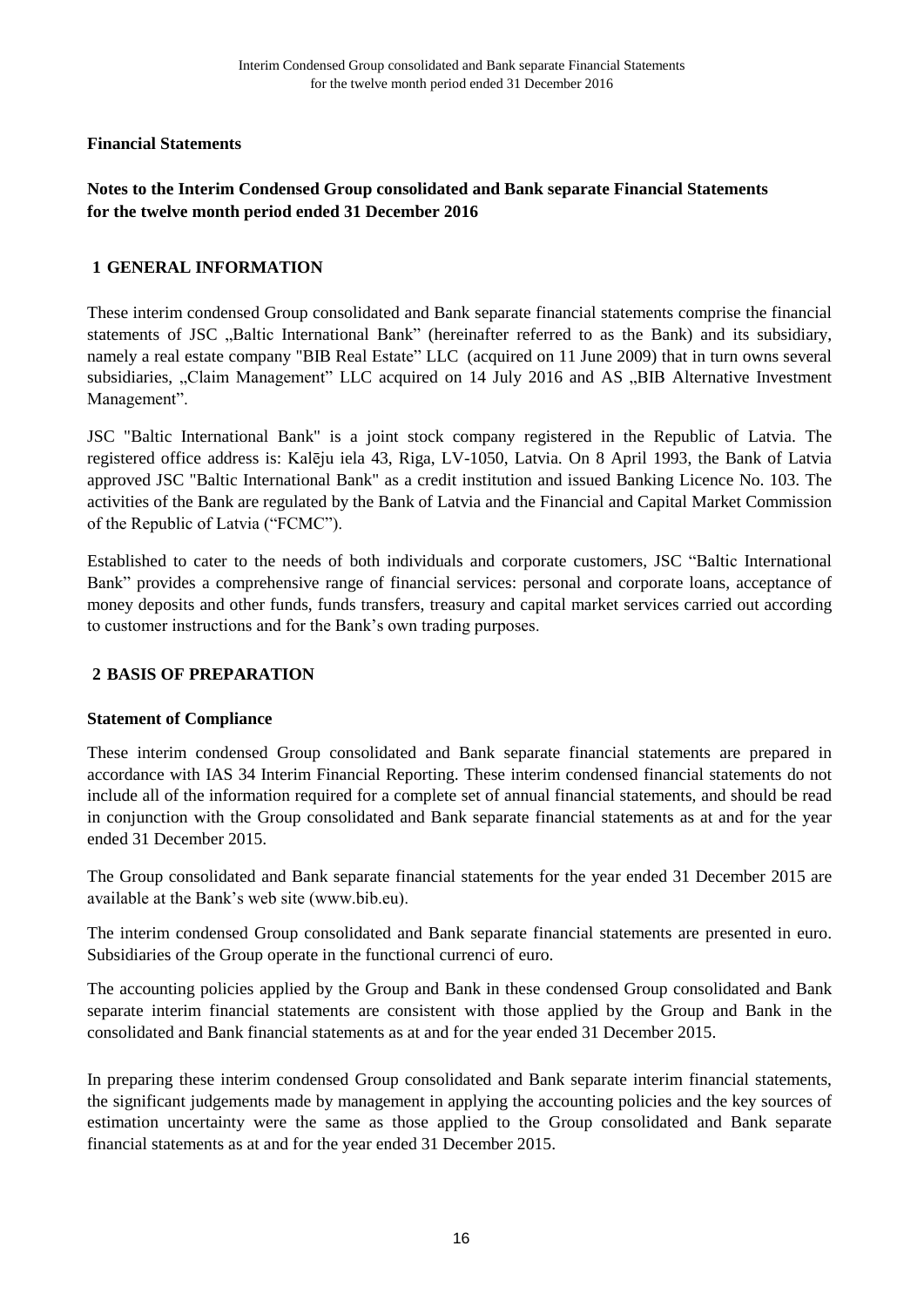**Financial Statements**

**Notes to the Interim Condensed Group consolidated and Bank separate Financial Statements for the twelve month period ended 31 December 2016**

## 1 GENERAL INFORMATION

These interim condensed Group consolidated and Bank separate financial statements comprise the financial statements of JSC „Baltic International Bank" (hereinafter referred to as the Bank) and its subsidiary, namely a real estate company "BIB Real Estate" LLC (acquired on 11 June 2009) that in turn owns several subsidiaries, „Claim Management" LLC acquired on 14 July 2016 and AS „BIB Alternative Investment Management".

JSC "Baltic International Bank" is a joint stock company registered in the Republic of Latvia. The registered office address is: Kalēju iela 43, Riga, LV-1050, Latvia. On 8 April 1993, the Bank of Latvia approved JSC "Baltic International Bank" as a credit institution and issued Banking Licence No. 103. The activities of the Bank are regulated by the Bank of Latvia and the Financial and Capital Market Commission of the Republic of Latvia ("FCMC").

Established to cater to the needs of both individuals and corporate customers, JSC "Baltic International Bank" provides a comprehensive range of financial services: personal and corporate loans, acceptance of money deposits and other funds, funds transfers, treasury and capital market services carried out according to customer instructions and for the Bank's own trading purposes.

## 2 BASIS OF PREPARATION

**Statement of Compliance**

These interim condensed Group consolidated and Bank separate financial statements are prepared in accordance with IAS 34 Interim Financial Reporting. These interim condensed financial statements do not include all of the information required for a complete set of annual financial statements, and should be read in conjunction with the Group consolidated and Bank separate financial statements as at and for the year ended 31 December 2015.

The Group consolidated and Bank separate financial statements for the year ended 31 December 2015 are available at the Bank's web site (www.bib.eu).

The interim condensed Group consolidated and Bank separate financial statements are presented in euro. Subsidiaries of the Group operate in the functional currenci of euro.

The accounting policies applied by the Group and Bank in these condensed Group consolidated and Bank separate interim financial statements are consistent with those applied by the Group and Bank in the consolidated and Bank financial statements as at and for the year ended 31 December 2015.

In preparing these interim condensed Group consolidated and Bank separate interim financial statements, the significant judgements made by management in applying the accounting policies and the key sources of estimation uncertainty were the same as those applied to the Group consolidated and Bank separate financial statements as at and for the year ended 31 December 2015.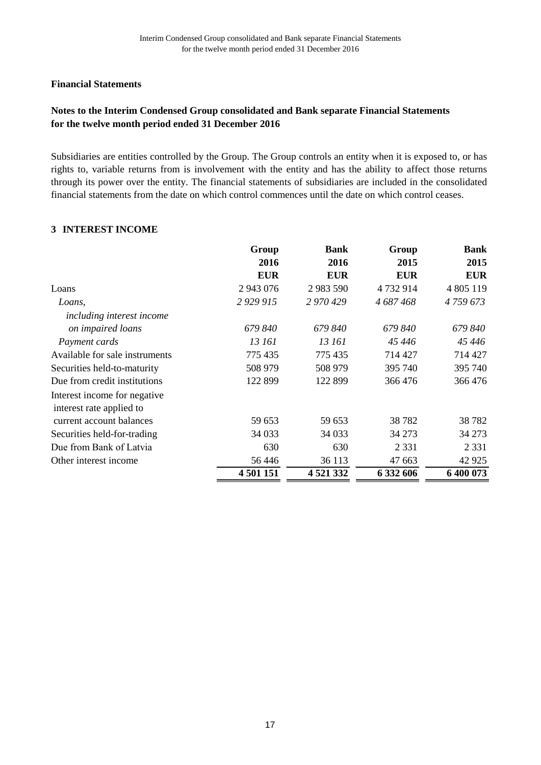**Financial Statements**

**Notes to the Interim Condensed Group consolidated and Bank separate Financial Statements for the twelve month period ended 31 December 2016**

Subsidiaries are entities controlled by the Group. The Group controls an entity when it is exposed to, or has rights to, variable returns from is involvement with the entity and has the ability to affect those returns through its power over the entity. The financial statements of subsidiaries are included in the consolidated financial statements from the date on which control commences until the date on which control ceases.

## 3 INTEREST INCOME

| | **Group 2016 EUR** | **Bank 2016 EUR** | **Group 2015 EUR** | **Bank 2015 EUR** |
|---|---|---|---|---|
| Loans | 2 943 076 | 2 983 590 | 4 732 914 | 4 805 119 |
| *Loans, including interest income on impaired loans* | *2 929 915* | *2 970 429* | *4 687 468* | *4 759 673* |
| | *679 840* | *679 840* | *679 840* | *679 840* |
| *Payment cards* | *13 161* | *13 161* | *45 446* | *45 446* |
| Available for sale instruments | 775 435 | 775 435 | 714 427 | 714 427 |
| Securities held-to-maturity | 508 979 | 508 979 | 395 740 | 395 740 |
| Due from credit institutions | 122 899 | 122 899 | 366 476 | 366 476 |
| Interest income for negative interest rate applied to current account balances | 59 653 | 59 653 | 38 782 | 38 782 |
| Securities held-for-trading | 34 033 | 34 033 | 34 273 | 34 273 |
| Due from Bank of Latvia | 630 | 630 | 2 331 | 2 331 |
| Other interest income | 56 446 | 36 113 | 47 663 | 42 925 |
| | **4 501 151** | **4 521 332** | **6 332 606** | **6 400 073** |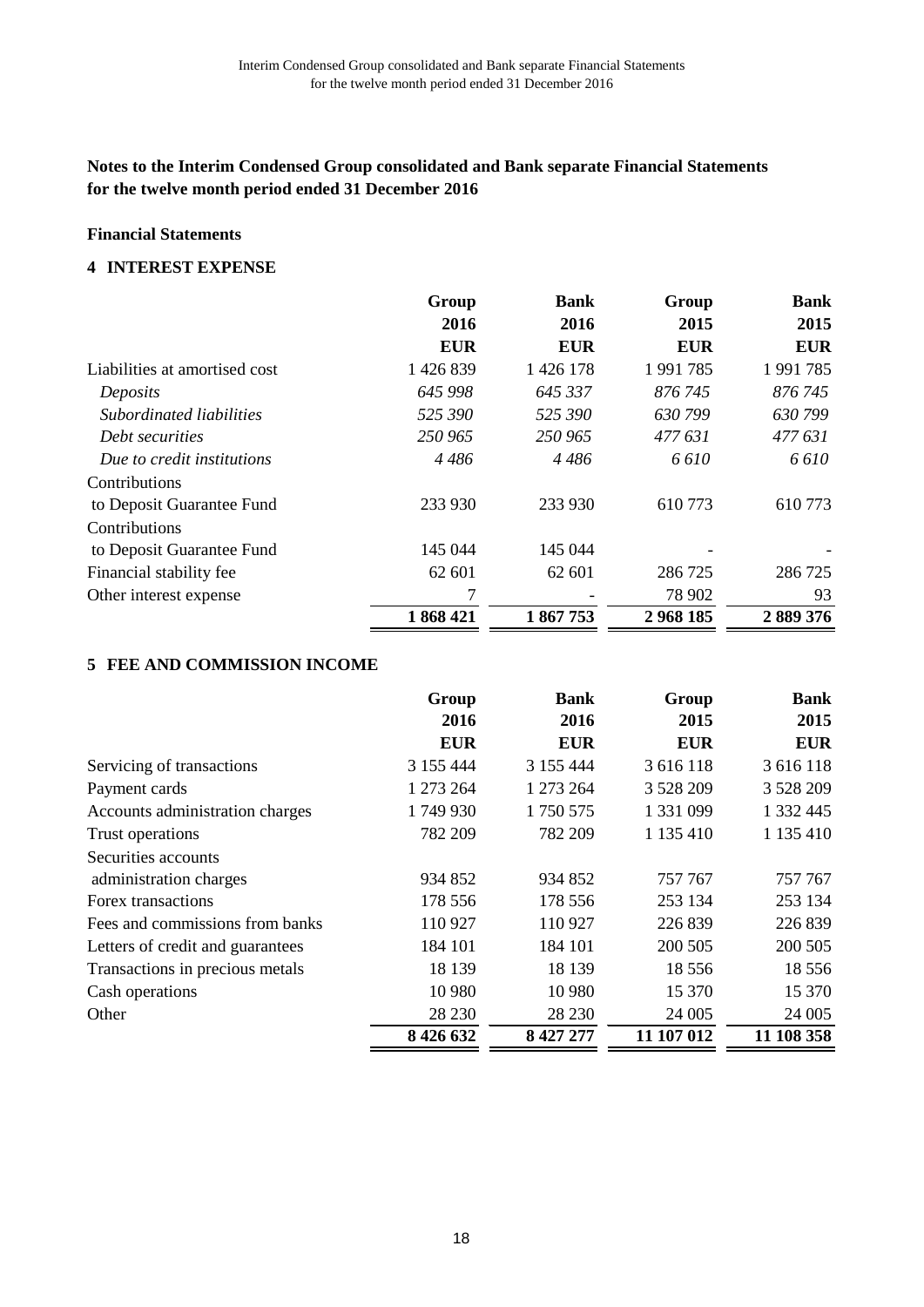## Notes to the Interim Condensed Group consolidated and Bank separate Financial Statements for the twelve month period ended 31 December 2016

### Financial Statements

### 4 INTEREST EXPENSE

| | Group 2016 EUR | Bank 2016 EUR | Group 2015 EUR | Bank 2015 EUR |
|---|---|---|---|---|
| Liabilities at amortised cost | 1 426 839 | 1 426 178 | 1 991 785 | 1 991 785 |
| *Deposits* | *645 998* | *645 337* | *876 745* | *876 745* |
| *Subordinated liabilities* | *525 390* | *525 390* | *630 799* | *630 799* |
| *Debt securities* | *250 965* | *250 965* | *477 631* | *477 631* |
| *Due to credit institutions* | *4 486* | *4 486* | *6 610* | *6 610* |
| Contributions to Deposit Guarantee Fund | 233 930 | 233 930 | 610 773 | 610 773 |
| Contributions to Deposit Guarantee Fund | 145 044 | 145 044 | - | - |
| Financial stability fee | 62 601 | 62 601 | 286 725 | 286 725 |
| Other interest expense | 7 | - | 78 902 | 93 |
| | **1 868 421** | **1 867 753** | **2 968 185** | **2 889 376** |

### 5 FEE AND COMMISSION INCOME

| | Group 2016 EUR | Bank 2016 EUR | Group 2015 EUR | Bank 2015 EUR |
|---|---|---|---|---|
| Servicing of transactions | 3 155 444 | 3 155 444 | 3 616 118 | 3 616 118 |
| Payment cards | 1 273 264 | 1 273 264 | 3 528 209 | 3 528 209 |
| Accounts administration charges | 1 749 930 | 1 750 575 | 1 331 099 | 1 332 445 |
| Trust operations | 782 209 | 782 209 | 1 135 410 | 1 135 410 |
| Securities accounts administration charges | 934 852 | 934 852 | 757 767 | 757 767 |
| Forex transactions | 178 556 | 178 556 | 253 134 | 253 134 |
| Fees and commissions from banks | 110 927 | 110 927 | 226 839 | 226 839 |
| Letters of credit and guarantees | 184 101 | 184 101 | 200 505 | 200 505 |
| Transactions in precious metals | 18 139 | 18 139 | 18 556 | 18 556 |
| Cash operations | 10 980 | 10 980 | 15 370 | 15 370 |
| Other | 28 230 | 28 230 | 24 005 | 24 005 |
| | **8 426 632** | **8 427 277** | **11 107 012** | **11 108 358** |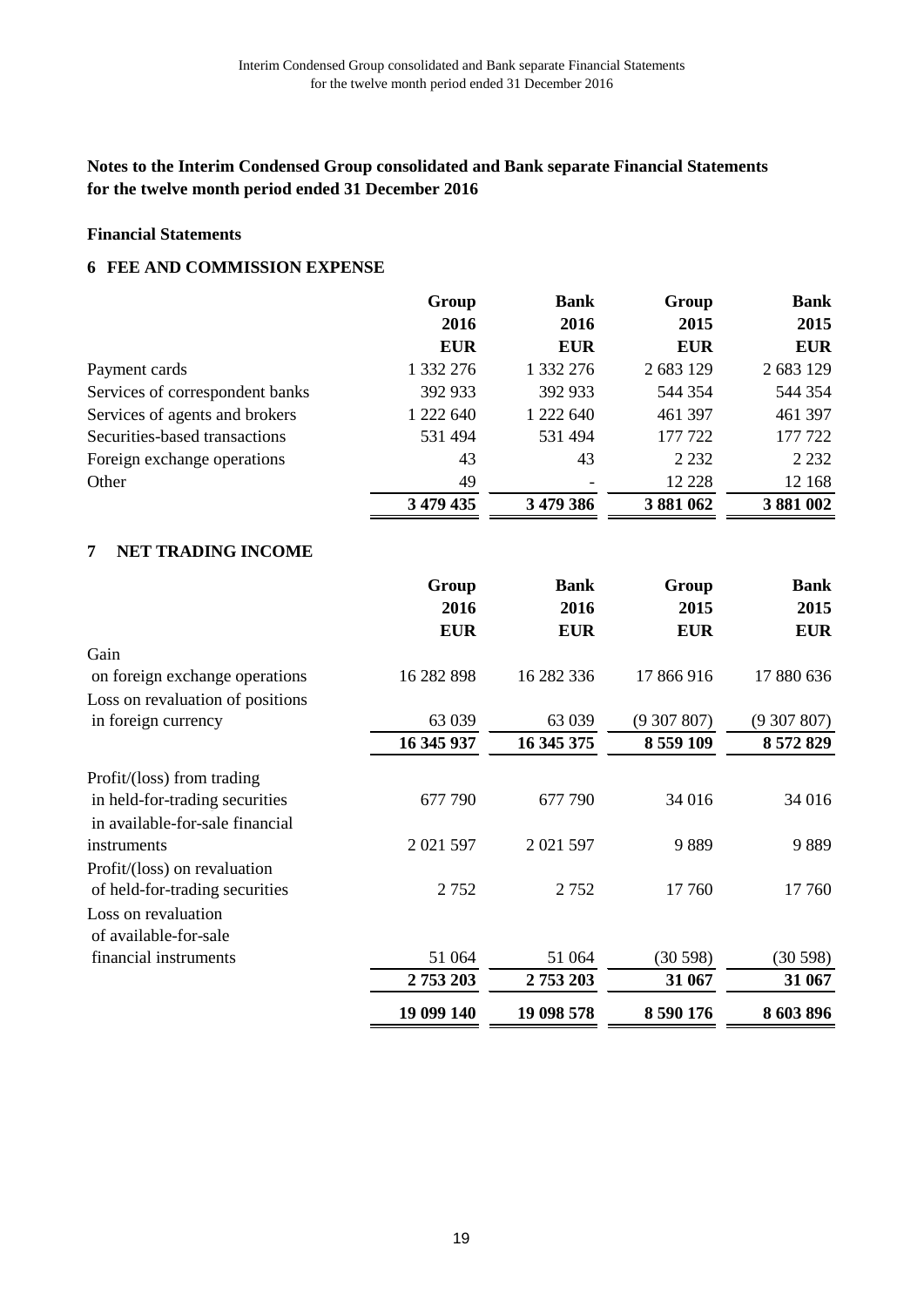## Notes to the Interim Condensed Group consolidated and Bank separate Financial Statements for the twelve month period ended 31 December 2016

### Financial Statements

### 6 FEE AND COMMISSION EXPENSE

| | Group 2016 EUR | Bank 2016 EUR | Group 2015 EUR | Bank 2015 EUR |
|---|---|---|---|---|
| Payment cards | 1 332 276 | 1 332 276 | 2 683 129 | 2 683 129 |
| Services of correspondent banks | 392 933 | 392 933 | 544 354 | 544 354 |
| Services of agents and brokers | 1 222 640 | 1 222 640 | 461 397 | 461 397 |
| Securities-based transactions | 531 494 | 531 494 | 177 722 | 177 722 |
| Foreign exchange operations | 43 | 43 | 2 232 | 2 232 |
| Other | 49 | - | 12 228 | 12 168 |
| | **3 479 435** | **3 479 386** | **3 881 062** | **3 881 002** |

### 7 NET TRADING INCOME

| | Group 2016 EUR | Bank 2016 EUR | Group 2015 EUR | Bank 2015 EUR |
|---|---|---|---|---|
| Gain on foreign exchange operations | 16 282 898 | 16 282 336 | 17 866 916 | 17 880 636 |
| Loss on revaluation of positions in foreign currency | 63 039 | 63 039 | (9 307 807) | (9 307 807) |
| | **16 345 937** | **16 345 375** | **8 559 109** | **8 572 829** |
| Profit/(loss) from trading in held-for-trading securities | 677 790 | 677 790 | 34 016 | 34 016 |
| in available-for-sale financial instruments | 2 021 597 | 2 021 597 | 9 889 | 9 889 |
| Profit/(loss) on revaluation of held-for-trading securities | 2 752 | 2 752 | 17 760 | 17 760 |
| Loss on revaluation of available-for-sale financial instruments | 51 064 | 51 064 | (30 598) | (30 598) |
| | **2 753 203** | **2 753 203** | **31 067** | **31 067** |
| | **19 099 140** | **19 098 578** | **8 590 176** | **8 603 896** |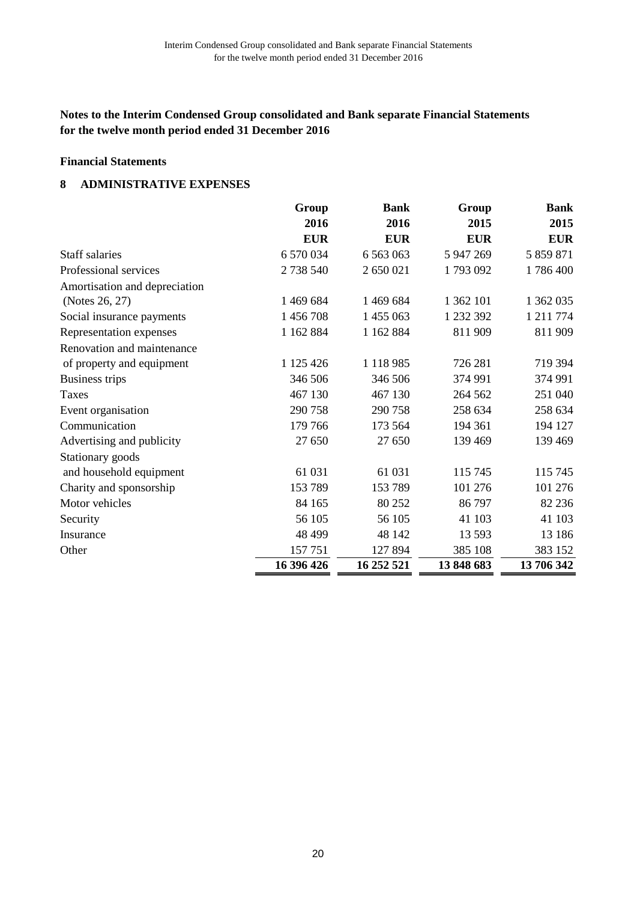## Notes to the Interim Condensed Group consolidated and Bank separate Financial Statements for the twelve month period ended 31 December 2016

**Financial Statements**

### 8 ADMINISTRATIVE EXPENSES

| | Group 2016 EUR | Bank 2016 EUR | Group 2015 EUR | Bank 2015 EUR |
|---|---|---|---|---|
| Staff salaries | 6 570 034 | 6 563 063 | 5 947 269 | 5 859 871 |
| Professional services | 2 738 540 | 2 650 021 | 1 793 092 | 1 786 400 |
| Amortisation and depreciation (Notes 26, 27) | 1 469 684 | 1 469 684 | 1 362 101 | 1 362 035 |
| Social insurance payments | 1 456 708 | 1 455 063 | 1 232 392 | 1 211 774 |
| Representation expenses | 1 162 884 | 1 162 884 | 811 909 | 811 909 |
| Renovation and maintenance of property and equipment | 1 125 426 | 1 118 985 | 726 281 | 719 394 |
| Business trips | 346 506 | 346 506 | 374 991 | 374 991 |
| Taxes | 467 130 | 467 130 | 264 562 | 251 040 |
| Event organisation | 290 758 | 290 758 | 258 634 | 258 634 |
| Communication | 179 766 | 173 564 | 194 361 | 194 127 |
| Advertising and publicity | 27 650 | 27 650 | 139 469 | 139 469 |
| Stationary goods and household equipment | 61 031 | 61 031 | 115 745 | 115 745 |
| Charity and sponsorship | 153 789 | 153 789 | 101 276 | 101 276 |
| Motor vehicles | 84 165 | 80 252 | 86 797 | 82 236 |
| Security | 56 105 | 56 105 | 41 103 | 41 103 |
| Insurance | 48 499 | 48 142 | 13 593 | 13 186 |
| Other | 157 751 | 127 894 | 385 108 | 383 152 |
| | **16 396 426** | **16 252 521** | **13 848 683** | **13 706 342** |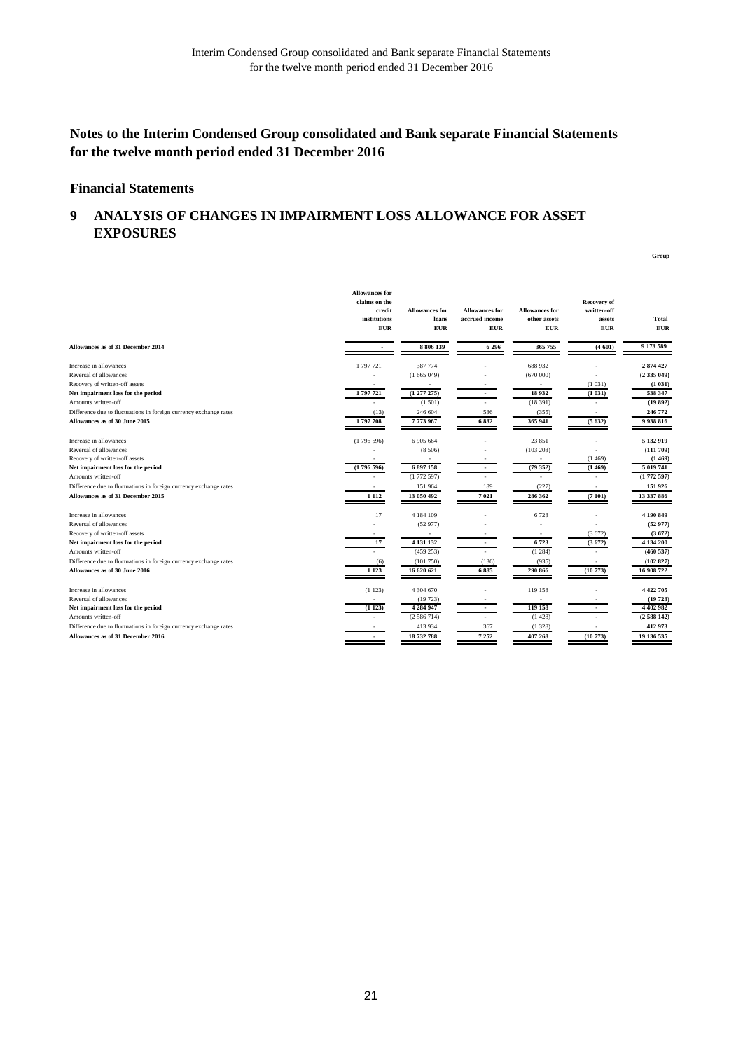# Notes to the Interim Condensed Group consolidated and Bank separate Financial Statements for the twelve month period ended 31 December 2016

## Financial Statements

## 9 ANALYSIS OF CHANGES IN IMPAIRMENT LOSS ALLOWANCE FOR ASSET EXPOSURES

**Group**

| | Allowances for claims on the credit institutions EUR | Allowances for loans EUR | Allowances for accrued income EUR | Allowances for other assets EUR | Recovery of written-off assets EUR | Total EUR |
|---|---|---|---|---|---|---|
| **Allowances as of 31 December 2014** | **-** | **8 806 139** | **6 296** | **365 755** | **(4 601)** | **9 173 589** |
| Increase in allowances | 1 797 721 | 387 774 | - | 688 932 | - | **2 874 427** |
| Reversal of allowances | - | (1 665 049) | - | (670 000) | - | **(2 335 049)** |
| Recovery of written-off assets | - | - | - | - | (1 031) | **(1 031)** |
| **Net impairment loss for the period** | **1 797 721** | **(1 277 275)** | **-** | **18 932** | **(1 031)** | **538 347** |
| Amounts written-off | - | (1 501) | - | (18 391) | - | **(19 892)** |
| Difference due to fluctuations in foreign currency exchange rates | (13) | 246 604 | 536 | (355) | - | **246 772** |
| **Allowances as of 30 June 2015** | **1 797 708** | **7 773 967** | **6 832** | **365 941** | **(5 632)** | **9 938 816** |
| Increase in allowances | (1 796 596) | 6 905 664 | - | 23 851 | - | **5 132 919** |
| Reversal of allowances | - | (8 506) | - | (103 203) | - | **(111 709)** |
| Recovery of written-off assets | - | - | - | - | (1 469) | **(1 469)** |
| **Net impairment loss for the period** | **(1 796 596)** | **6 897 158** | **-** | **(79 352)** | **(1 469)** | **5 019 741** |
| Amounts written-off | - | (1 772 597) | - | - | - | **(1 772 597)** |
| Difference due to fluctuations in foreign currency exchange rates | - | 151 964 | 189 | (227) | - | **151 926** |
| **Allowances as of 31 December 2015** | **1 112** | **13 050 492** | **7 021** | **286 362** | **(7 101)** | **13 337 886** |
| Increase in allowances | 17 | 4 184 109 | - | 6 723 | - | **4 190 849** |
| Reversal of allowances | - | (52 977) | - | - | - | **(52 977)** |
| Recovery of written-off assets | - | - | - | - | (3 672) | **(3 672)** |
| **Net impairment loss for the period** | **17** | **4 131 132** | **-** | **6 723** | **(3 672)** | **4 134 200** |
| Amounts written-off | - | (459 253) | - | (1 284) | - | **(460 537)** |
| Difference due to fluctuations in foreign currency exchange rates | (6) | (101 750) | (136) | (935) | - | **(102 827)** |
| **Allowances as of 30 June 2016** | **1 123** | **16 620 621** | **6 885** | **290 866** | **(10 773)** | **16 908 722** |
| Increase in allowances | (1 123) | 4 304 670 | - | 119 158 | - | **4 422 705** |
| Reversal of allowances | - | (19 723) | - | - | - | **(19 723)** |
| **Net impairment loss for the period** | **(1 123)** | **4 284 947** | **-** | **119 158** | **-** | **4 402 982** |
| Amounts written-off | - | (2 586 714) | - | (1 428) | - | **(2 588 142)** |
| Difference due to fluctuations in foreign currency exchange rates | - | 413 934 | 367 | (1 328) | - | **412 973** |
| **Allowances as of 31 December 2016** | **-** | **18 732 788** | **7 252** | **407 268** | **(10 773)** | **19 136 535** |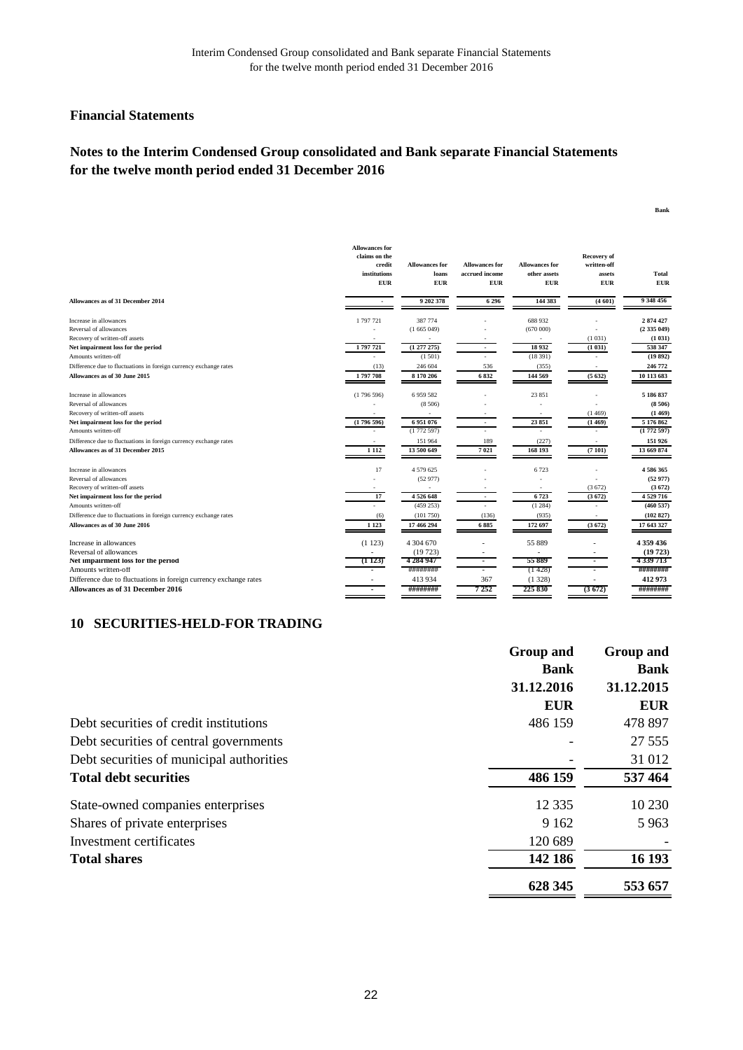## Financial Statements

## Notes to the Interim Condensed Group consolidated and Bank separate Financial Statements for the twelve month period ended 31 December 2016

**Bank**

| | Allowances for claims on the credit institutions EUR | Allowances for loans EUR | Allowances for accrued income EUR | Allowances for other assets EUR | Recovery of written-off assets EUR | Total EUR |
|---|---|---|---|---|---|---|
| **Allowances as of 31 December 2014** | - | **9 202 378** | **6 296** | **144 383** | **(4 601)** | **9 348 456** |
| Increase in allowances | 1 797 721 | 387 774 | - | 688 932 | - | **2 874 427** |
| Reversal of allowances | - | (1 665 049) | - | (670 000) | - | **(2 335 049)** |
| Recovery of written-off assets | - | - | - | - | (1 031) | **(1 031)** |
| **Net impairment loss for the period** | **1 797 721** | **(1 277 275)** | **-** | **18 932** | **(1 031)** | **538 347** |
| Amounts written-off | - | (1 501) | - | (18 391) | - | **(19 892)** |
| Difference due to fluctuations in foreign currency exchange rates | (13) | 246 604 | 536 | (355) | - | **246 772** |
| **Allowances as of 30 June 2015** | **1 797 708** | **8 170 206** | **6 832** | **144 569** | **(5 632)** | **10 113 683** |
| Increase in allowances | (1 796 596) | 6 959 582 | - | 23 851 | - | **5 186 837** |
| Reversal of allowances | - | (8 506) | - | - | - | **(8 506)** |
| Recovery of written-off assets | - | - | - | - | (1 469) | **(1 469)** |
| **Net impairment loss for the period** | **(1 796 596)** | **6 951 076** | **-** | **23 851** | **(1 469)** | **5 176 862** |
| Amounts written-off | - | (1 772 597) | - | - | - | **(1 772 597)** |
| Difference due to fluctuations in foreign currency exchange rates | - | 151 964 | 189 | (227) | - | **151 926** |
| **Allowances as of 31 December 2015** | **1 112** | **13 500 649** | **7 021** | **168 193** | **(7 101)** | **13 669 874** |
| Increase in allowances | 17 | 4 579 625 | - | 6 723 | - | **4 586 365** |
| Reversal of allowances | - | (52 977) | - | - | - | **(52 977)** |
| Recovery of written-off assets | - | - | - | - | (3 672) | **(3 672)** |
| **Net impairment loss for the period** | **17** | **4 526 648** | **-** | **6 723** | **(3 672)** | **4 529 716** |
| Amounts written-off | - | (459 253) | - | (1 284) | - | **(460 537)** |
| Difference due to fluctuations in foreign currency exchange rates | (6) | (101 750) | (136) | (935) | - | **(102 827)** |
| **Allowances as of 30 June 2016** | **1 123** | **17 466 294** | **6 885** | **172 697** | **(3 672)** | **17 643 327** |
| Increase in allowances | (1 123) | 4 304 670 | - | 55 889 | - | **4 359 436** |
| Reversal of allowances | - | (19 723) | - | - | - | **(19 723)** |
| **Net impairment loss for the period** | **(1 123)** | **4 284 947** | **-** | **55 889** | **-** | **4 339 713** |
| Amounts written-off | - | ######## | - | (1 428) | - | **########** |
| Difference due to fluctuations in foreign currency exchange rates | - | 413 934 | 367 | (1 328) | - | **412 973** |
| **Allowances as of 31 December 2016** | **-** | **########** | **7 252** | **225 830** | **(3 672)** | **########** |

## 10 SECURITIES-HELD-FOR TRADING

| | Group and Bank 31.12.2016 EUR | Group and Bank 31.12.2015 EUR |
|---|---|---|
| Debt securities of credit institutions | 486 159 | 478 897 |
| Debt securities of central governments | - | 27 555 |
| Debt securities of municipal authorities | - | 31 012 |
| **Total debt securities** | **486 159** | **537 464** |
| State-owned companies enterprises | 12 335 | 10 230 |
| Shares of private enterprises | 9 162 | 5 963 |
| Investment certificates | 120 689 | - |
| **Total shares** | **142 186** | **16 193** |
| | **628 345** | **553 657** |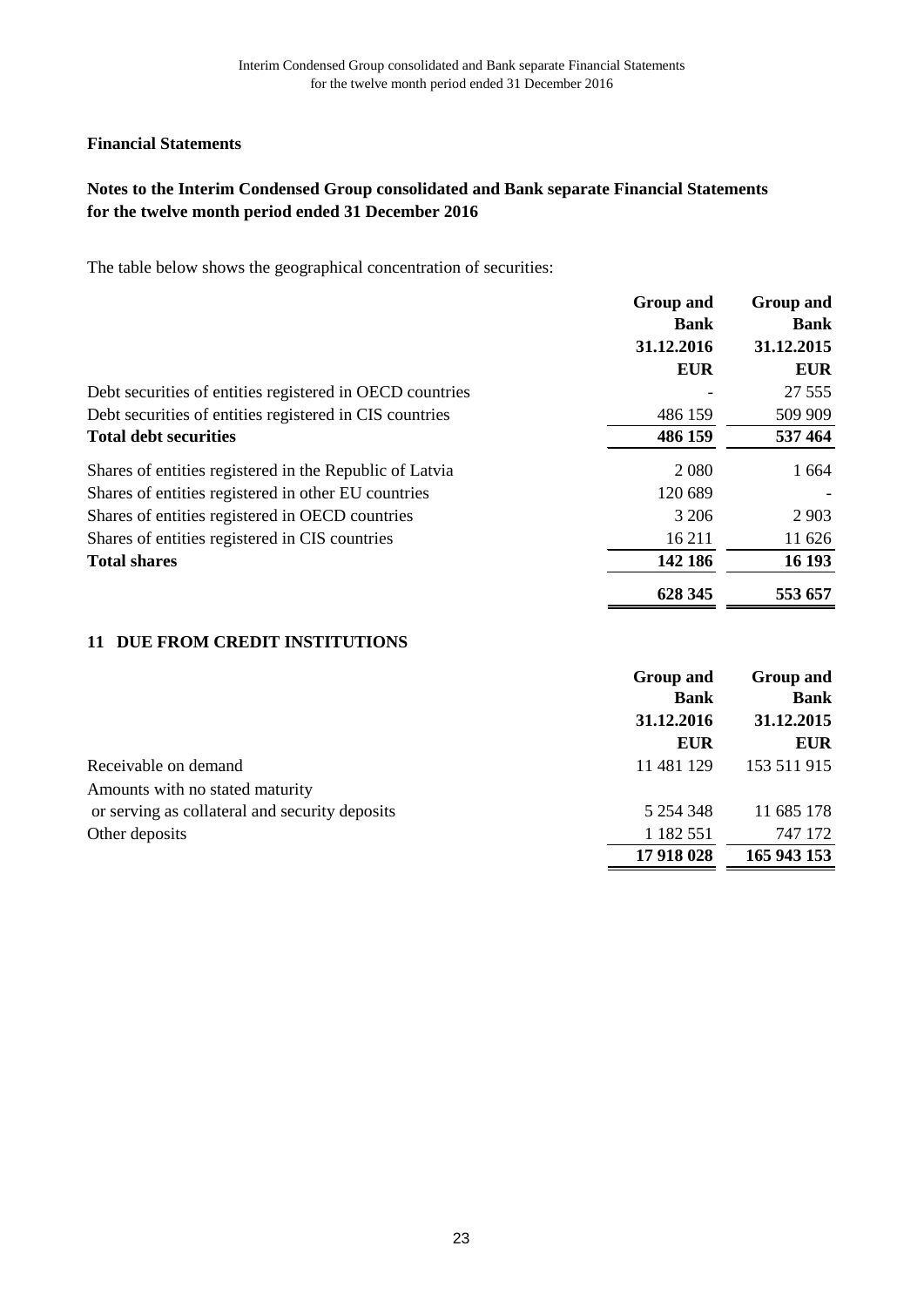**Financial Statements**

**Notes to the Interim Condensed Group consolidated and Bank separate Financial Statements for the twelve month period ended 31 December 2016**

The table below shows the geographical concentration of securities:

| | Group and Bank 31.12.2016 EUR | Group and Bank 31.12.2015 EUR |
|---|---|---|
| Debt securities of entities registered in OECD countries | - | 27 555 |
| Debt securities of entities registered in CIS countries | 486 159 | 509 909 |
| **Total debt securities** | **486 159** | **537 464** |
| Shares of entities registered in the Republic of Latvia | 2 080 | 1 664 |
| Shares of entities registered in other EU countries | 120 689 | - |
| Shares of entities registered in OECD countries | 3 206 | 2 903 |
| Shares of entities registered in CIS countries | 16 211 | 11 626 |
| **Total shares** | **142 186** | **16 193** |
| | **628 345** | **553 657** |

## 11 DUE FROM CREDIT INSTITUTIONS

| | Group and Bank 31.12.2016 EUR | Group and Bank 31.12.2015 EUR |
|---|---|---|
| Receivable on demand | 11 481 129 | 153 511 915 |
| Amounts with no stated maturity or serving as collateral and security deposits | 5 254 348 | 11 685 178 |
| Other deposits | 1 182 551 | 747 172 |
| | **17 918 028** | **165 943 153** |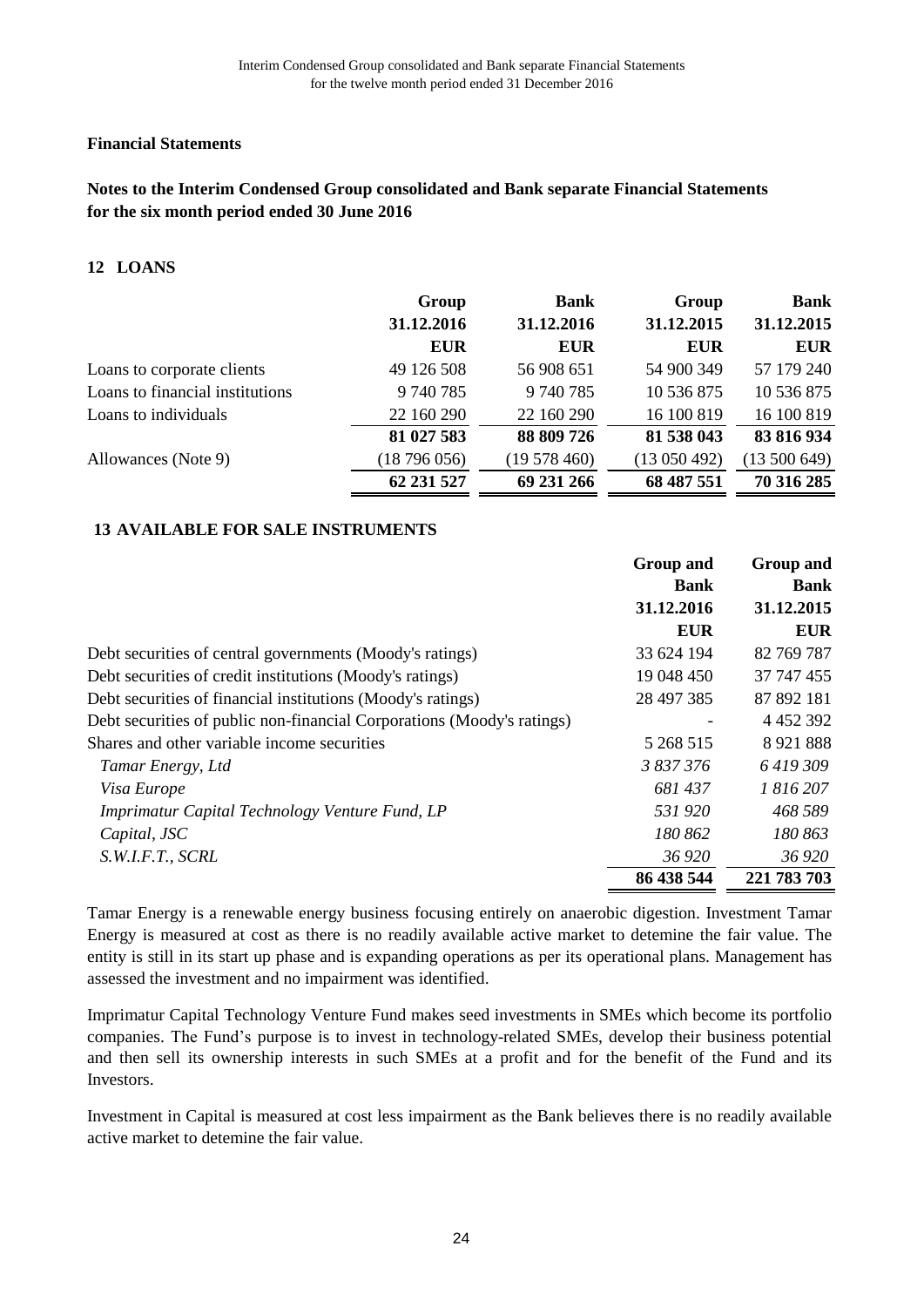## Financial Statements

## Notes to the Interim Condensed Group consolidated and Bank separate Financial Statements for the six month period ended 30 June 2016

### 12 LOANS

| | Group 31.12.2016 EUR | Bank 31.12.2016 EUR | Group 31.12.2015 EUR | Bank 31.12.2015 EUR |
|---|---|---|---|---|
| Loans to corporate clients | 49 126 508 | 56 908 651 | 54 900 349 | 57 179 240 |
| Loans to financial institutions | 9 740 785 | 9 740 785 | 10 536 875 | 10 536 875 |
| Loans to individuals | 22 160 290 | 22 160 290 | 16 100 819 | 16 100 819 |
| | **81 027 583** | **88 809 726** | **81 538 043** | **83 816 934** |
| Allowances (Note 9) | (18 796 056) | (19 578 460) | (13 050 492) | (13 500 649) |
| | **62 231 527** | **69 231 266** | **68 487 551** | **70 316 285** |

### 13 AVAILABLE FOR SALE INSTRUMENTS

| | Group and Bank 31.12.2016 EUR | Group and Bank 31.12.2015 EUR |
|---|---|---|
| Debt securities of central governments (Moody's ratings) | 33 624 194 | 82 769 787 |
| Debt securities of credit institutions (Moody's ratings) | 19 048 450 | 37 747 455 |
| Debt securities of financial institutions (Moody's ratings) | 28 497 385 | 87 892 181 |
| Debt securities of public non-financial Corporations (Moody's ratings) | - | 4 452 392 |
| Shares and other variable income securities | 5 268 515 | 8 921 888 |
| *Tamar Energy, Ltd* | *3 837 376* | *6 419 309* |
| *Visa Europe* | *681 437* | *1 816 207* |
| *Imprimatur Capital Technology Venture Fund, LP* | *531 920* | *468 589* |
| *Capital, JSC* | *180 862* | *180 863* |
| *S.W.I.F.T., SCRL* | *36 920* | *36 920* |
| | **86 438 544** | **221 783 703** |

Tamar Energy is a renewable energy business focusing entirely on anaerobic digestion. Investment Tamar Energy is measured at cost as there is no readily available active market to detemine the fair value. The entity is still in its start up phase and is expanding operations as per its operational plans. Management has assessed the investment and no impairment was identified.

Imprimatur Capital Technology Venture Fund makes seed investments in SMEs which become its portfolio companies. The Fund's purpose is to invest in technology-related SMEs, develop their business potential and then sell its ownership interests in such SMEs at a profit and for the benefit of the Fund and its Investors.

Investment in Capital is measured at cost less impairment as the Bank believes there is no readily available active market to detemine the fair value.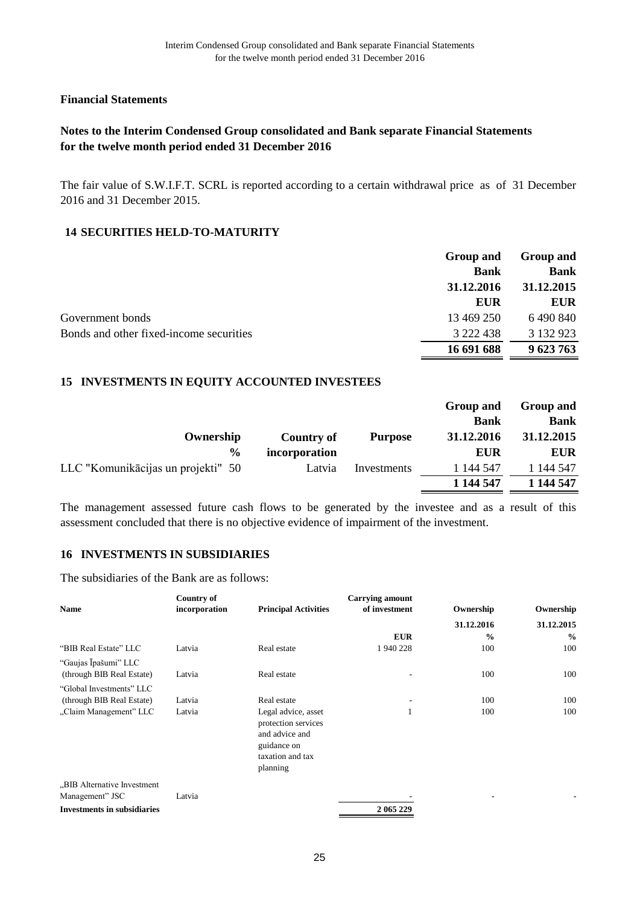## Financial Statements

### Notes to the Interim Condensed Group consolidated and Bank separate Financial Statements for the twelve month period ended 31 December 2016

The fair value of S.W.I.F.T. SCRL is reported according to a certain withdrawal price as of 31 December 2016 and 31 December 2015.

### 14 SECURITIES HELD-TO-MATURITY

| | Group and Bank | Group and Bank |
|---|---|---|
| | 31.12.2016 | 31.12.2015 |
| | EUR | EUR |
| Government bonds | 13 469 250 | 6 490 840 |
| Bonds and other fixed-income securities | 3 222 438 | 3 132 923 |
| | **16 691 688** | **9 623 763** |

### 15 INVESTMENTS IN EQUITY ACCOUNTED INVESTEES

| | Ownership % | Country of incorporation | Purpose | Group and Bank 31.12.2016 EUR | Group and Bank 31.12.2015 EUR |
|---|---|---|---|---|---|
| LLC "Komunikācijas un projekti" | 50 | Latvia | Investments | 1 144 547 | 1 144 547 |
| | | | | **1 144 547** | **1 144 547** |

The management assessed future cash flows to be generated by the investee and as a result of this assessment concluded that there is no objective evidence of impairment of the investment.

### 16 INVESTMENTS IN SUBSIDIARIES

The subsidiaries of the Bank are as follows:

| Name | Country of incorporation | Principal Activities | Carrying amount of investment | Ownership | Ownership |
|---|---|---|---|---|---|
| | | | | 31.12.2016 | 31.12.2015 |
| | | | EUR | % | % |
| "BIB Real Estate" LLC | Latvia | Real estate | 1 940 228 | 100 | 100 |
| "Gaujas Īpašumi" LLC (through BIB Real Estate) | Latvia | Real estate | - | 100 | 100 |
| "Global Investments" LLC (through BIB Real Estate) | Latvia | Real estate | - | 100 | 100 |
| „Claim Management" LLC | Latvia | Legal advice, asset protection services and advice and guidance on taxation and tax planning | 1 | 100 | 100 |
| „BIB Alternative Investment Management" JSC | Latvia | | - | - | - |
| **Investments in subsidiaries** | | | **2 065 229** | | |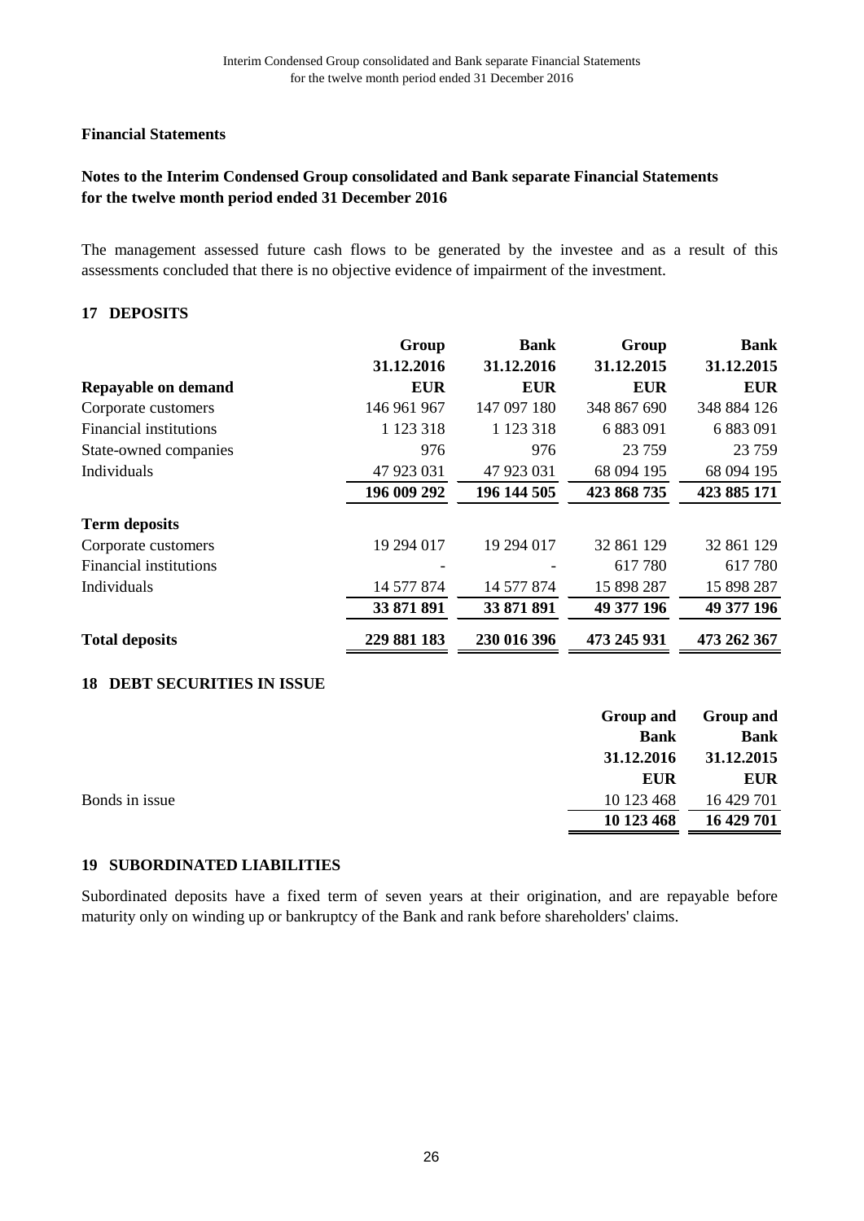**Financial Statements**

**Notes to the Interim Condensed Group consolidated and Bank separate Financial Statements for the twelve month period ended 31 December 2016**

The management assessed future cash flows to be generated by the investee and as a result of this assessments concluded that there is no objective evidence of impairment of the investment.

## 17 DEPOSITS

| | Group | Bank | Group | Bank |
|---|---|---|---|---|
| | 31.12.2016 | 31.12.2016 | 31.12.2015 | 31.12.2015 |
| **Repayable on demand** | **EUR** | **EUR** | **EUR** | **EUR** |
| Corporate customers | 146 961 967 | 147 097 180 | 348 867 690 | 348 884 126 |
| Financial institutions | 1 123 318 | 1 123 318 | 6 883 091 | 6 883 091 |
| State-owned companies | 976 | 976 | 23 759 | 23 759 |
| Individuals | 47 923 031 | 47 923 031 | 68 094 195 | 68 094 195 |
| | **196 009 292** | **196 144 505** | **423 868 735** | **423 885 171** |
| **Term deposits** | | | | |
| Corporate customers | 19 294 017 | 19 294 017 | 32 861 129 | 32 861 129 |
| Financial institutions | - | - | 617 780 | 617 780 |
| Individuals | 14 577 874 | 14 577 874 | 15 898 287 | 15 898 287 |
| | **33 871 891** | **33 871 891** | **49 377 196** | **49 377 196** |
| **Total deposits** | **229 881 183** | **230 016 396** | **473 245 931** | **473 262 367** |

## 18 DEBT SECURITIES IN ISSUE

| | Group and Bank | Group and Bank |
|---|---|---|
| | 31.12.2016 | 31.12.2015 |
| | **EUR** | **EUR** |
| Bonds in issue | 10 123 468 | 16 429 701 |
| | **10 123 468** | **16 429 701** |

## 19 SUBORDINATED LIABILITIES

Subordinated deposits have a fixed term of seven years at their origination, and are repayable before maturity only on winding up or bankruptcy of the Bank and rank before shareholders' claims.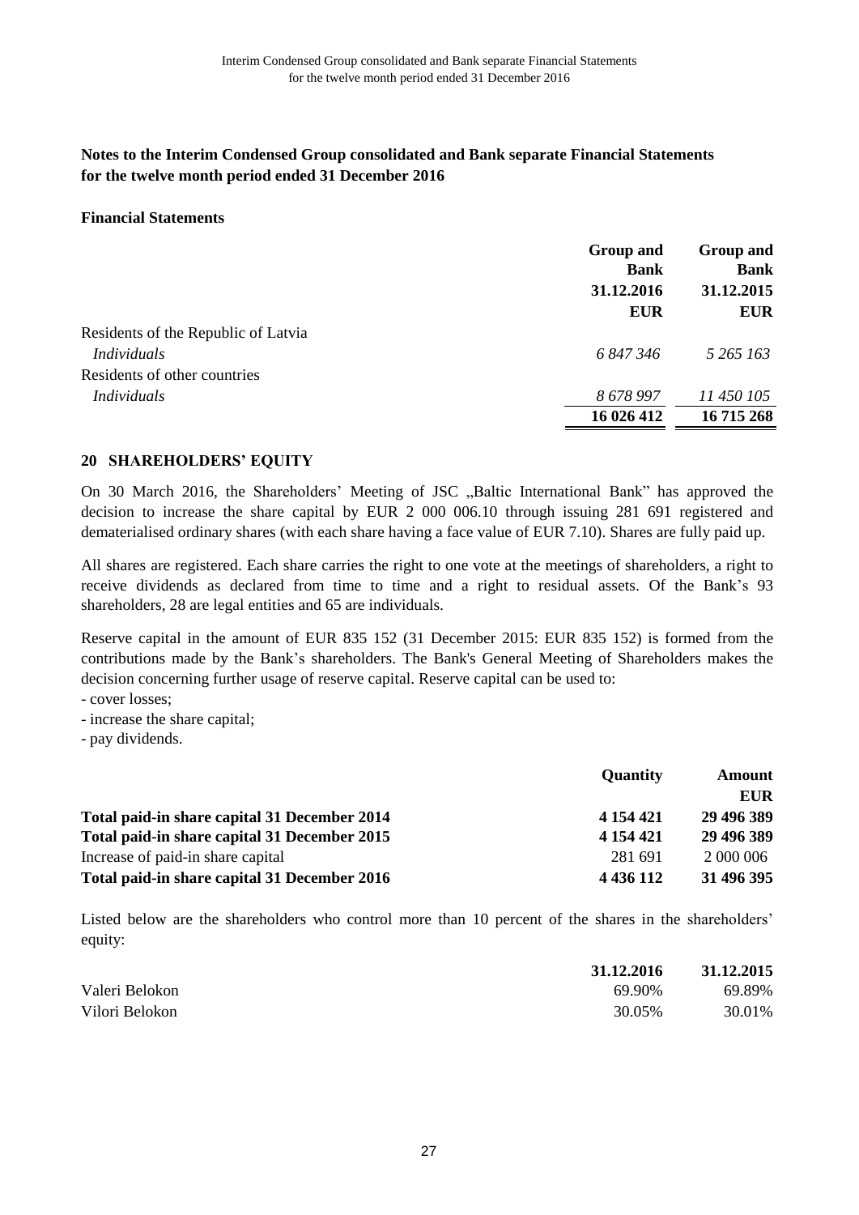## Notes to the Interim Condensed Group consolidated and Bank separate Financial Statements for the twelve month period ended 31 December 2016

**Financial Statements**

| | Group and Bank 31.12.2016 EUR | Group and Bank 31.12.2015 EUR |
|---|---|---|
| Residents of the Republic of Latvia | | |
| *Individuals* | *6 847 346* | *5 265 163* |
| Residents of other countries | | |
| *Individuals* | *8 678 997* | *11 450 105* |
| | **16 026 412** | **16 715 268** |

### 20 SHAREHOLDERS' EQUITY

On 30 March 2016, the Shareholders' Meeting of JSC „Baltic International Bank" has approved the decision to increase the share capital by EUR 2 000 006.10 through issuing 281 691 registered and dematerialised ordinary shares (with each share having a face value of EUR 7.10). Shares are fully paid up.

All shares are registered. Each share carries the right to one vote at the meetings of shareholders, a right to receive dividends as declared from time to time and a right to residual assets. Of the Bank's 93 shareholders, 28 are legal entities and 65 are individuals.

Reserve capital in the amount of EUR 835 152 (31 December 2015: EUR 835 152) is formed from the contributions made by the Bank's shareholders. The Bank's General Meeting of Shareholders makes the decision concerning further usage of reserve capital. Reserve capital can be used to:

- cover losses;
- increase the share capital;
- pay dividends.

| | Quantity | Amount EUR |
|---|---|---|
| **Total paid-in share capital 31 December 2014** | **4 154 421** | **29 496 389** |
| **Total paid-in share capital 31 December 2015** | **4 154 421** | **29 496 389** |
| Increase of paid-in share capital | 281 691 | 2 000 006 |
| **Total paid-in share capital 31 December 2016** | **4 436 112** | **31 496 395** |

Listed below are the shareholders who control more than 10 percent of the shares in the shareholders' equity:

| | 31.12.2016 | 31.12.2015 |
|---|---|---|
| Valeri Belokon | 69.90% | 69.89% |
| Vilori Belokon | 30.05% | 30.01% |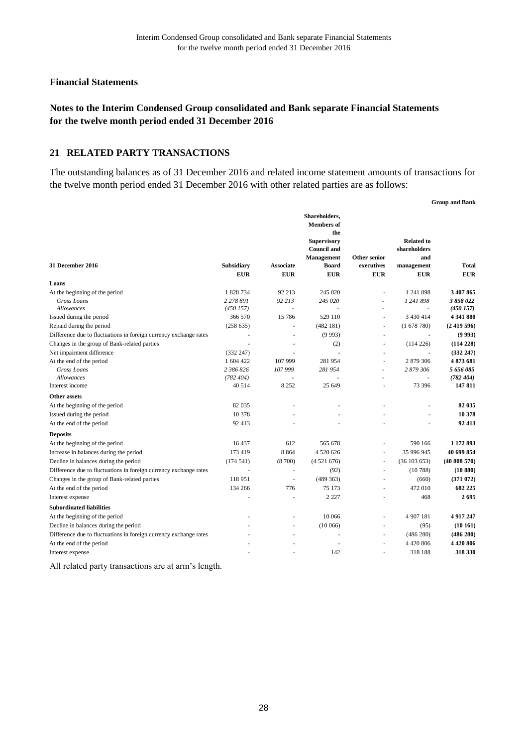## Financial Statements

## Notes to the Interim Condensed Group consolidated and Bank separate Financial Statements for the twelve month period ended 31 December 2016

### 21 RELATED PARTY TRANSACTIONS

The outstanding balances as of 31 December 2016 and related income statement amounts of transactions for the twelve month period ended 31 December 2016 with other related parties are as follows:

**Group and Bank**

| 31 December 2016 | Subsidiary | Associate | Shareholders, Members of the Supervisory Council and Management Board | Other senior executives | Related to shareholders and management | Total |
|---|---|---|---|---|---|---|
| | EUR | EUR | EUR | EUR | EUR | EUR |
| **Loans** | | | | | | |
| At the beginning of the period | 1 828 734 | 92 213 | 245 020 | - | 1 241 898 | **3 407 865** |
| *Gross Loans* | *2 278 891* | *92 213* | *245 020* | - | *1 241 898* | ***3 858 022*** |
| *Allowances* | *(450 157)* | - | - | - | - | ***(450 157)*** |
| Issued during the period | 366 570 | 15 786 | 529 110 | - | 3 430 414 | **4 341 880** |
| Repaid during the period | (258 635) | - | (482 181) | - | (1 678 780) | **(2 419 596)** |
| Difference due to fluctuations in foreign currency exchange rates | - | - | (9 993) | - | - | **(9 993)** |
| Changes in the group of Bank-related parties | - | - | (2) | - | (114 226) | **(114 228)** |
| Net impairment difference | (332 247) | - | - | - | - | **(332 247)** |
| At the end of the period | 1 604 422 | 107 999 | 281 954 | - | 2 879 306 | **4 873 681** |
| *Gross Loans* | *2 386 826* | *107 999* | *281 954* | - | *2 879 306* | ***5 656 085*** |
| *Allowances* | *(782 404)* | - | - | - | - | ***(782 404)*** |
| Interest income | 40 514 | 8 252 | 25 649 | - | 73 396 | **147 811** |
| **Other assets** | | | | | | |
| At the beginning of the period | 82 035 | - | - | - | - | **82 035** |
| Issued during the period | 10 378 | - | - | - | - | **10 378** |
| At the end of the period | 92 413 | - | - | - | - | **92 413** |
| **Deposits** | | | | | | |
| At the beginning of the period | 16 437 | 612 | 565 678 | - | 590 166 | **1 172 893** |
| Increase in balances during the period | 173 419 | 8 864 | 4 520 626 | - | 35 996 945 | **40 699 854** |
| Decline in balances during the period | (174 541) | (8 700) | (4 521 676) | - | (36 103 653) | **(40 808 570)** |
| Difference due to fluctuations in foreign currency exchange rates | - | - | (92) | - | (10 788) | **(10 880)** |
| Changes in the group of Bank-related parties | 118 951 | - | (489 363) | - | (660) | **(371 072)** |
| At the end of the period | 134 266 | 776 | 75 173 | - | 472 010 | **682 225** |
| Interest expense | - | - | 2 227 | - | 468 | **2 695** |
| **Subordinated liabilities** | | | | | | |
| At the beginning of the period | - | - | 10 066 | - | 4 907 181 | **4 917 247** |
| Decline in balances during the period | - | - | (10 066) | - | (95) | **(10 161)** |
| Difference due to fluctuations in foreign currency exchange rates | - | - | - | - | (486 280) | **(486 280)** |
| At the end of the period | - | - | - | - | 4 420 806 | **4 420 806** |
| Interest expense | - | - | 142 | - | 318 188 | **318 330** |

All related party transactions are at arm's length.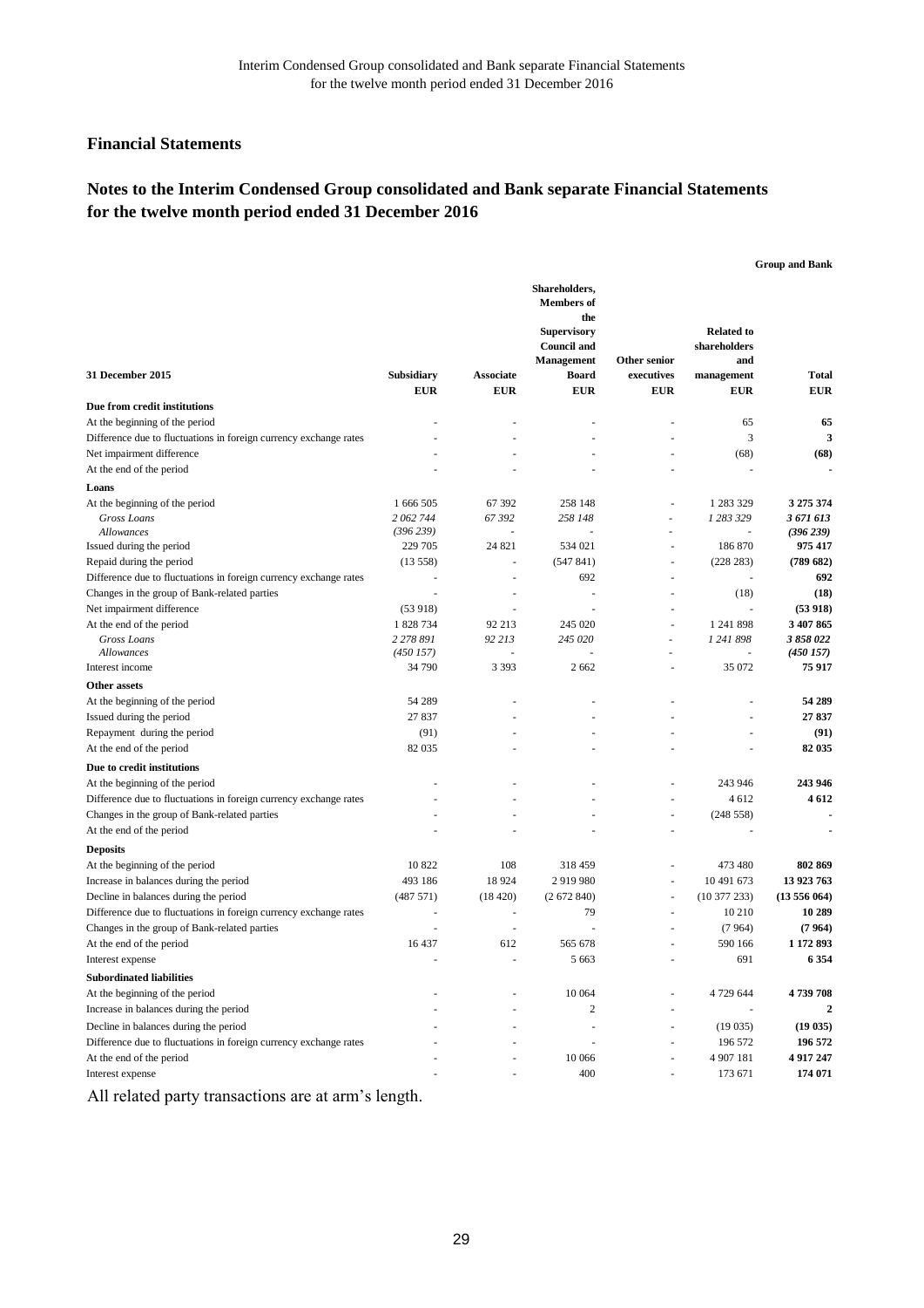## Financial Statements

## Notes to the Interim Condensed Group consolidated and Bank separate Financial Statements for the twelve month period ended 31 December 2016

**Group and Bank**

| 31 December 2015 | Subsidiary | Associate | Shareholders, Members of the Supervisory Council and Management Board | Other senior executives | Related to shareholders and management | Total |
|---|---|---|---|---|---|---|
| | EUR | EUR | EUR | EUR | EUR | EUR |
| **Due from credit institutions** | | | | | | |
| At the beginning of the period | - | - | - | - | 65 | **65** |
| Difference due to fluctuations in foreign currency exchange rates | - | - | - | - | 3 | **3** |
| Net impairment difference | - | - | - | - | (68) | **(68)** |
| At the end of the period | - | - | - | - | - | **-** |
| **Loans** | | | | | | |
| At the beginning of the period | 1 666 505 | 67 392 | 258 148 | - | 1 283 329 | **3 275 374** |
| *Gross Loans* | *2 062 744* | *67 392* | *258 148* | - | *1 283 329* | ***3 671 613*** |
| *Allowances* | *(396 239)* | - | - | - | - | ***(396 239)*** |
| Issued during the period | 229 705 | 24 821 | 534 021 | - | 186 870 | **975 417** |
| Repaid during the period | (13 558) | - | (547 841) | - | (228 283) | **(789 682)** |
| Difference due to fluctuations in foreign currency exchange rates | - | - | 692 | - | - | **692** |
| Changes in the group of Bank-related parties | - | - | - | - | (18) | **(18)** |
| Net impairment difference | (53 918) | - | - | - | - | **(53 918)** |
| At the end of the period | 1 828 734 | 92 213 | 245 020 | - | 1 241 898 | **3 407 865** |
| *Gross Loans* | *2 278 891* | *92 213* | *245 020* | - | *1 241 898* | ***3 858 022*** |
| *Allowances* | *(450 157)* | - | - | - | - | ***(450 157)*** |
| Interest income | 34 790 | 3 393 | 2 662 | - | 35 072 | **75 917** |
| **Other assets** | | | | | | |
| At the beginning of the period | 54 289 | - | - | - | - | **54 289** |
| Issued during the period | 27 837 | - | - | - | - | **27 837** |
| Repayment during the period | (91) | - | - | - | - | **(91)** |
| At the end of the period | 82 035 | - | - | - | - | **82 035** |
| **Due to credit institutions** | | | | | | |
| At the beginning of the period | - | - | - | - | 243 946 | **243 946** |
| Difference due to fluctuations in foreign currency exchange rates | - | - | - | - | 4 612 | **4 612** |
| Changes in the group of Bank-related parties | - | - | - | - | (248 558) | **-** |
| At the end of the period | - | - | - | - | - | **-** |
| **Deposits** | | | | | | |
| At the beginning of the period | 10 822 | 108 | 318 459 | - | 473 480 | **802 869** |
| Increase in balances during the period | 493 186 | 18 924 | 2 919 980 | - | 10 491 673 | **13 923 763** |
| Decline in balances during the period | (487 571) | (18 420) | (2 672 840) | - | (10 377 233) | **(13 556 064)** |
| Difference due to fluctuations in foreign currency exchange rates | - | - | 79 | - | 10 210 | **10 289** |
| Changes in the group of Bank-related parties | - | - | - | - | (7 964) | **(7 964)** |
| At the end of the period | 16 437 | 612 | 565 678 | - | 590 166 | **1 172 893** |
| Interest expense | - | - | 5 663 | - | 691 | **6 354** |
| **Subordinated liabilities** | | | | | | |
| At the beginning of the period | - | - | 10 064 | - | 4 729 644 | **4 739 708** |
| Increase in balances during the period | - | - | 2 | - | - | **2** |
| Decline in balances during the period | - | - | - | - | (19 035) | **(19 035)** |
| Difference due to fluctuations in foreign currency exchange rates | - | - | - | - | 196 572 | **196 572** |
| At the end of the period | - | - | 10 066 | - | 4 907 181 | **4 917 247** |
| Interest expense | - | - | 400 | - | 173 671 | **174 071** |

All related party transactions are at arm's length.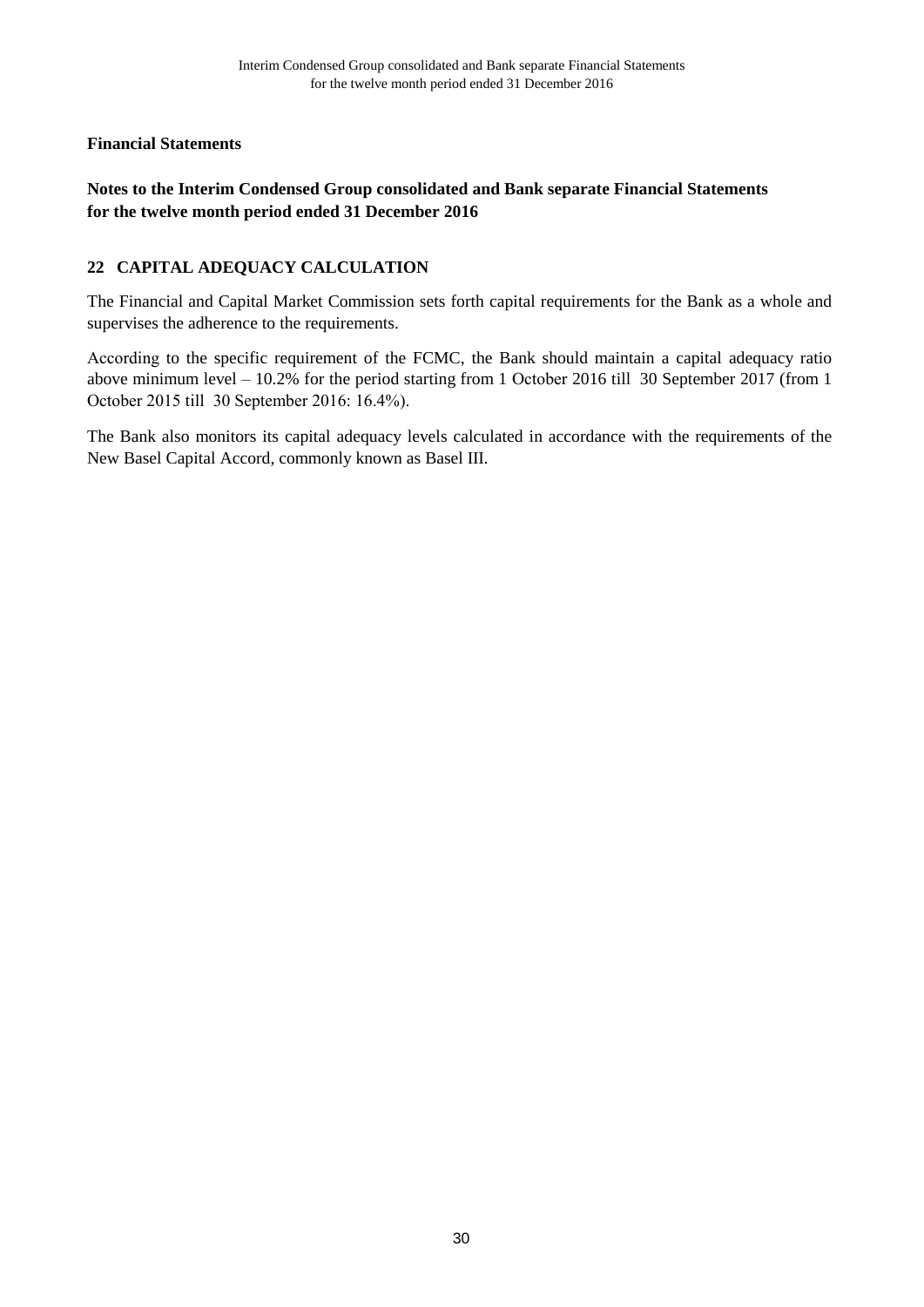**Financial Statements**

**Notes to the Interim Condensed Group consolidated and Bank separate Financial Statements for the twelve month period ended 31 December 2016**

## 22 CAPITAL ADEQUACY CALCULATION

The Financial and Capital Market Commission sets forth capital requirements for the Bank as a whole and supervises the adherence to the requirements.

According to the specific requirement of the FCMC, the Bank should maintain a capital adequacy ratio above minimum level – 10.2% for the period starting from 1 October 2016 till 30 September 2017 (from 1 October 2015 till 30 September 2016: 16.4%).

The Bank also monitors its capital adequacy levels calculated in accordance with the requirements of the New Basel Capital Accord, commonly known as Basel III.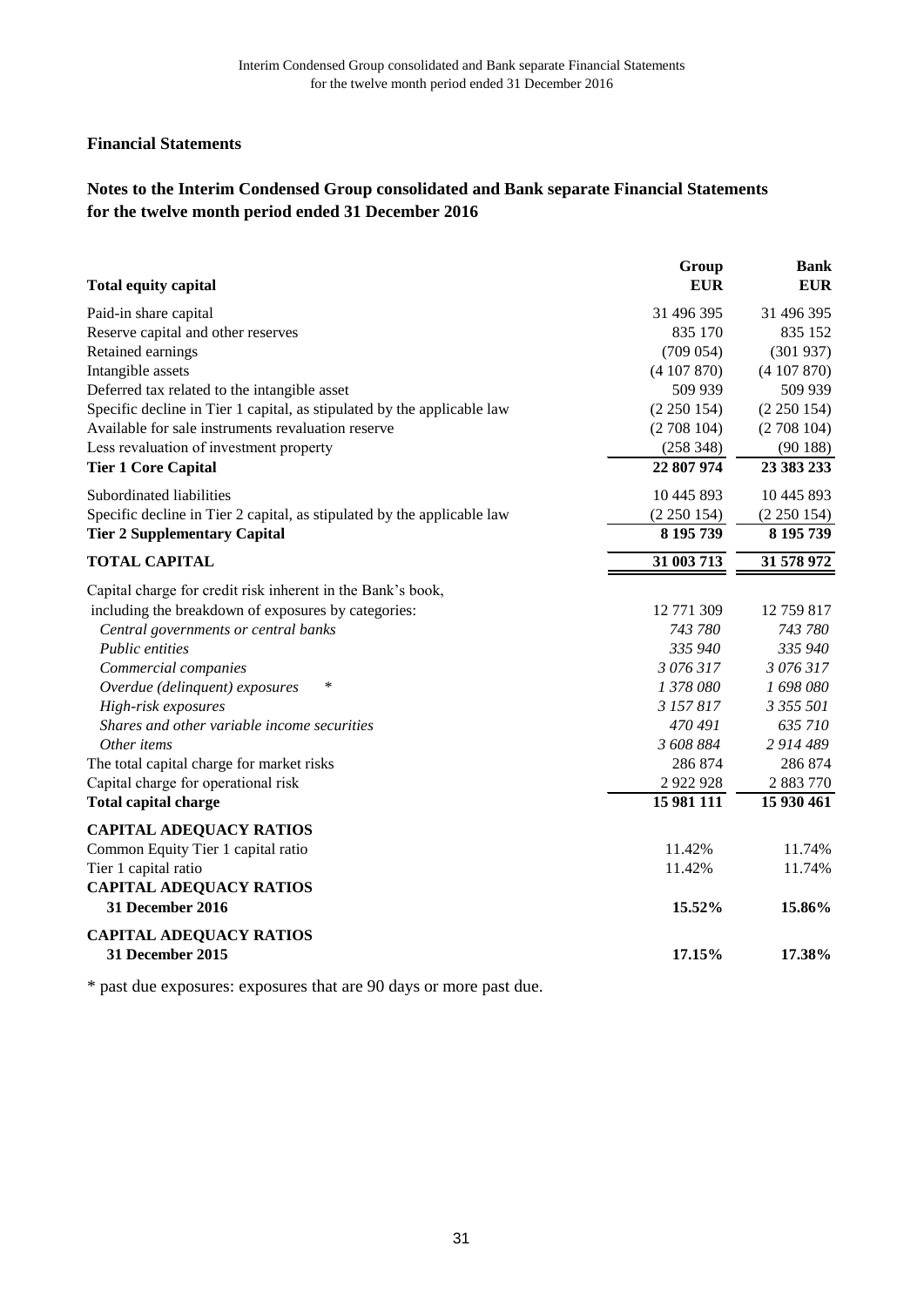## Financial Statements

## Notes to the Interim Condensed Group consolidated and Bank separate Financial Statements for the twelve month period ended 31 December 2016

| **Total equity capital** | **Group EUR** | **Bank EUR** |
|---|---|---|
| Paid-in share capital | 31 496 395 | 31 496 395 |
| Reserve capital and other reserves | 835 170 | 835 152 |
| Retained earnings | (709 054) | (301 937) |
| Intangible assets | (4 107 870) | (4 107 870) |
| Deferred tax related to the intangible asset | 509 939 | 509 939 |
| Specific decline in Tier 1 capital, as stipulated by the applicable law | (2 250 154) | (2 250 154) |
| Available for sale instruments revaluation reserve | (2 708 104) | (2 708 104) |
| Less revaluation of investment property | (258 348) | (90 188) |
| **Tier 1 Core Capital** | **22 807 974** | **23 383 233** |
| Subordinated liabilities | 10 445 893 | 10 445 893 |
| Specific decline in Tier 2 capital, as stipulated by the applicable law | (2 250 154) | (2 250 154) |
| **Tier 2 Supplementary Capital** | **8 195 739** | **8 195 739** |
| **TOTAL CAPITAL** | **31 003 713** | **31 578 972** |
| Capital charge for credit risk inherent in the Bank's book, including the breakdown of exposures by categories: | 12 771 309 | 12 759 817 |
| *Central governments or central banks* | *743 780* | *743 780* |
| *Public entities* | *335 940* | *335 940* |
| *Commercial companies* | *3 076 317* | *3 076 317* |
| *Overdue (delinquent) exposures* * | *1 378 080* | *1 698 080* |
| *High-risk exposures* | *3 157 817* | *3 355 501* |
| *Shares and other variable income securities* | *470 491* | *635 710* |
| *Other items* | *3 608 884* | *2 914 489* |
| The total capital charge for market risks | 286 874 | 286 874 |
| Capital charge for operational risk | 2 922 928 | 2 883 770 |
| **Total capital charge** | **15 981 111** | **15 930 461** |
| **CAPITAL ADEQUACY RATIOS** | | |
| Common Equity Tier 1 capital ratio | 11.42% | 11.74% |
| Tier 1 capital ratio | 11.42% | 11.74% |
| **CAPITAL ADEQUACY RATIOS 31 December 2016** | **15.52%** | **15.86%** |
| **CAPITAL ADEQUACY RATIOS 31 December 2015** | **17.15%** | **17.38%** |

* past due exposures: exposures that are 90 days or more past due.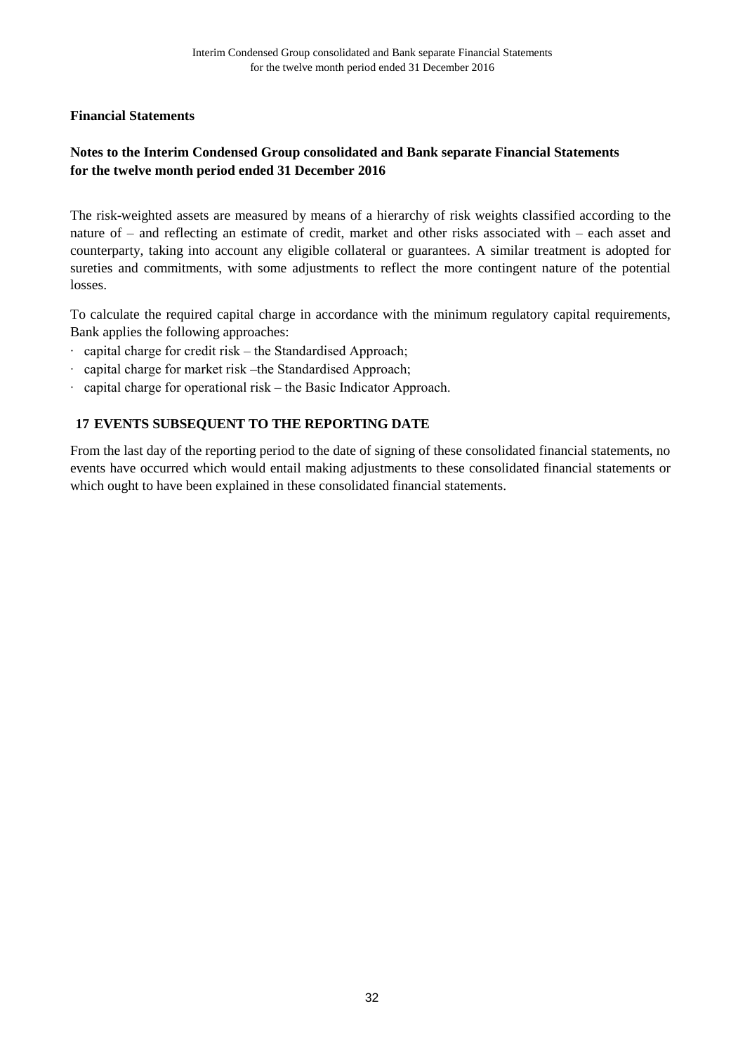**Financial Statements**

**Notes to the Interim Condensed Group consolidated and Bank separate Financial Statements for the twelve month period ended 31 December 2016**

The risk-weighted assets are measured by means of a hierarchy of risk weights classified according to the nature of – and reflecting an estimate of credit, market and other risks associated with – each asset and counterparty, taking into account any eligible collateral or guarantees. A similar treatment is adopted for sureties and commitments, with some adjustments to reflect the more contingent nature of the potential losses.

To calculate the required capital charge in accordance with the minimum regulatory capital requirements, Bank applies the following approaches:

- capital charge for credit risk – the Standardised Approach;
- capital charge for market risk –the Standardised Approach;
- capital charge for operational risk – the Basic Indicator Approach.

## 17 EVENTS SUBSEQUENT TO THE REPORTING DATE

From the last day of the reporting period to the date of signing of these consolidated financial statements, no events have occurred which would entail making adjustments to these consolidated financial statements or which ought to have been explained in these consolidated financial statements.